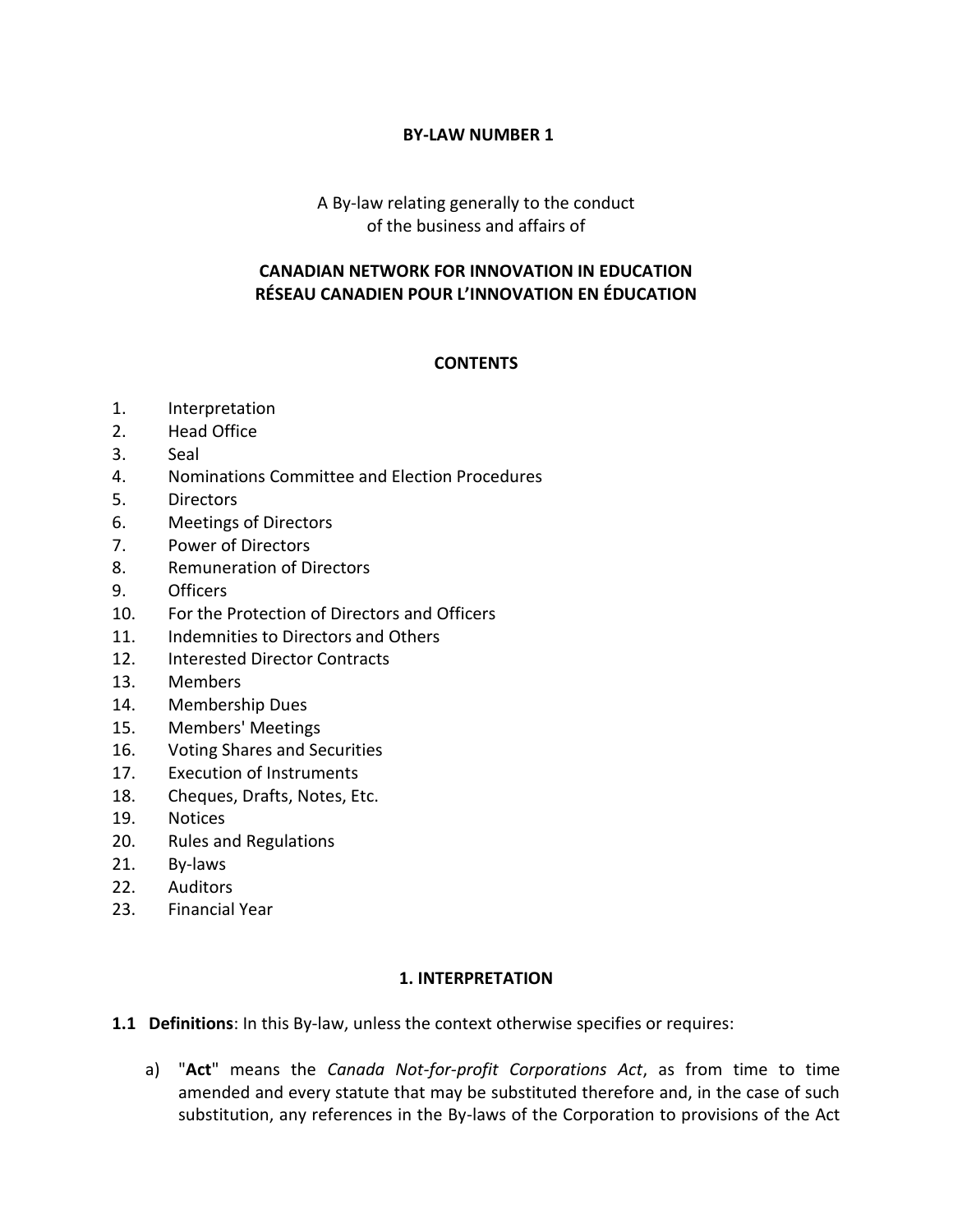# BY-LAW NUMBER 1

A By-law relating generally to the conduct
of the business and affairs of

**CANADIAN NETWORK FOR INNOVATION IN EDUCATION**
**RÉSEAU CANADIEN POUR L'INNOVATION EN ÉDUCATION**

## CONTENTS

1. Interpretation
2. Head Office
3. Seal
4. Nominations Committee and Election Procedures
5. Directors
6. Meetings of Directors
7. Power of Directors
8. Remuneration of Directors
9. Officers
10. For the Protection of Directors and Officers
11. Indemnities to Directors and Others
12. Interested Director Contracts
13. Members
14. Membership Dues
15. Members' Meetings
16. Voting Shares and Securities
17. Execution of Instruments
18. Cheques, Drafts, Notes, Etc.
19. Notices
20. Rules and Regulations
21. By-laws
22. Auditors
23. Financial Year

## 1. INTERPRETATION

**1.1 Definitions**: In this By-law, unless the context otherwise specifies or requires:

a) "**Act**" means the *Canada Not-for-profit Corporations Act*, as from time to time amended and every statute that may be substituted therefore and, in the case of such substitution, any references in the By-laws of the Corporation to provisions of the Act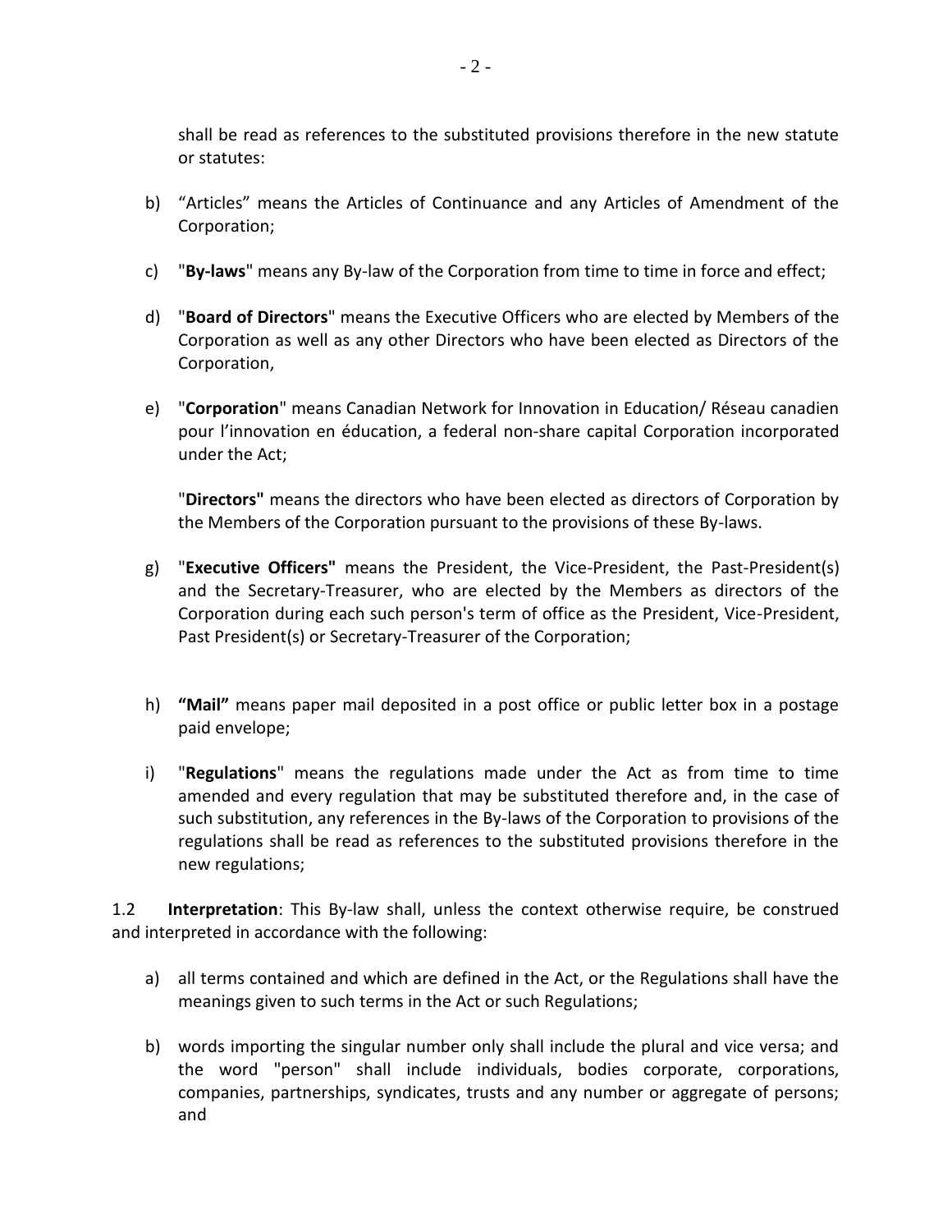shall be read as references to the substituted provisions therefore in the new statute or statutes:

b) "Articles" means the Articles of Continuance and any Articles of Amendment of the Corporation;

c) "**By-laws**" means any By-law of the Corporation from time to time in force and effect;

d) "**Board of Directors**" means the Executive Officers who are elected by Members of the Corporation as well as any other Directors who have been elected as Directors of the Corporation,

e) "**Corporation**" means Canadian Network for Innovation in Education/ Réseau canadien pour l'innovation en éducation, a federal non-share capital Corporation incorporated under the Act;

"**Directors"** means the directors who have been elected as directors of Corporation by the Members of the Corporation pursuant to the provisions of these By-laws.

g) "**Executive Officers"** means the President, the Vice-President, the Past-President(s) and the Secretary-Treasurer, who are elected by the Members as directors of the Corporation during each such person's term of office as the President, Vice-President, Past President(s) or Secretary-Treasurer of the Corporation;

h) **"Mail"** means paper mail deposited in a post office or public letter box in a postage paid envelope;

i) "**Regulations**" means the regulations made under the Act as from time to time amended and every regulation that may be substituted therefore and, in the case of such substitution, any references in the By-laws of the Corporation to provisions of the regulations shall be read as references to the substituted provisions therefore in the new regulations;

1.2 **Interpretation**: This By-law shall, unless the context otherwise require, be construed and interpreted in accordance with the following:

a) all terms contained and which are defined in the Act, or the Regulations shall have the meanings given to such terms in the Act or such Regulations;

b) words importing the singular number only shall include the plural and vice versa; and the word "person" shall include individuals, bodies corporate, corporations, companies, partnerships, syndicates, trusts and any number or aggregate of persons; and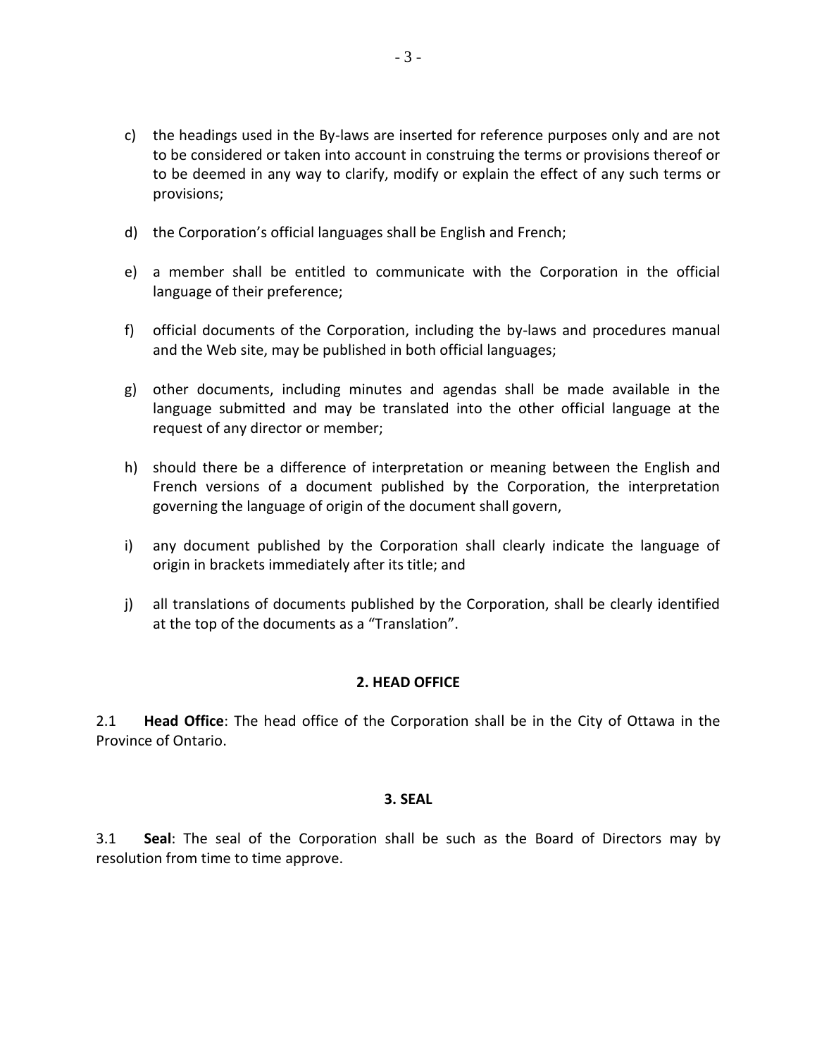c) the headings used in the By-laws are inserted for reference purposes only and are not to be considered or taken into account in construing the terms or provisions thereof or to be deemed in any way to clarify, modify or explain the effect of any such terms or provisions;

d) the Corporation's official languages shall be English and French;

e) a member shall be entitled to communicate with the Corporation in the official language of their preference;

f) official documents of the Corporation, including the by-laws and procedures manual and the Web site, may be published in both official languages;

g) other documents, including minutes and agendas shall be made available in the language submitted and may be translated into the other official language at the request of any director or member;

h) should there be a difference of interpretation or meaning between the English and French versions of a document published by the Corporation, the interpretation governing the language of origin of the document shall govern,

i) any document published by the Corporation shall clearly indicate the language of origin in brackets immediately after its title; and

j) all translations of documents published by the Corporation, shall be clearly identified at the top of the documents as a "Translation".

## 2. HEAD OFFICE

2.1 **Head Office**: The head office of the Corporation shall be in the City of Ottawa in the Province of Ontario.

## 3. SEAL

3.1 **Seal**: The seal of the Corporation shall be such as the Board of Directors may by resolution from time to time approve.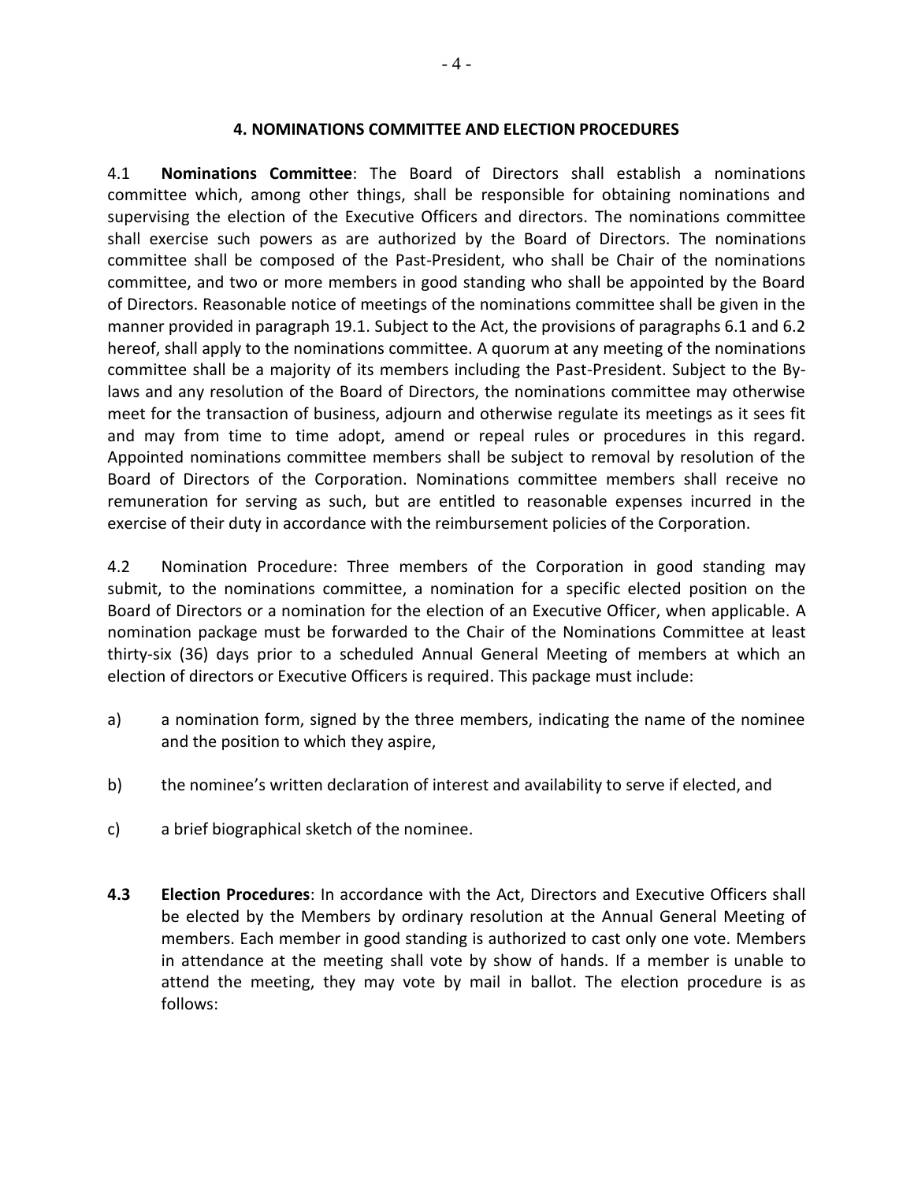## 4. NOMINATIONS COMMITTEE AND ELECTION PROCEDURES

4.1 **Nominations Committee**: The Board of Directors shall establish a nominations committee which, among other things, shall be responsible for obtaining nominations and supervising the election of the Executive Officers and directors. The nominations committee shall exercise such powers as are authorized by the Board of Directors. The nominations committee shall be composed of the Past-President, who shall be Chair of the nominations committee, and two or more members in good standing who shall be appointed by the Board of Directors. Reasonable notice of meetings of the nominations committee shall be given in the manner provided in paragraph 19.1. Subject to the Act, the provisions of paragraphs 6.1 and 6.2 hereof, shall apply to the nominations committee. A quorum at any meeting of the nominations committee shall be a majority of its members including the Past-President. Subject to the By-laws and any resolution of the Board of Directors, the nominations committee may otherwise meet for the transaction of business, adjourn and otherwise regulate its meetings as it sees fit and may from time to time adopt, amend or repeal rules or procedures in this regard. Appointed nominations committee members shall be subject to removal by resolution of the Board of Directors of the Corporation. Nominations committee members shall receive no remuneration for serving as such, but are entitled to reasonable expenses incurred in the exercise of their duty in accordance with the reimbursement policies of the Corporation.

4.2 Nomination Procedure: Three members of the Corporation in good standing may submit, to the nominations committee, a nomination for a specific elected position on the Board of Directors or a nomination for the election of an Executive Officer, when applicable. A nomination package must be forwarded to the Chair of the Nominations Committee at least thirty-six (36) days prior to a scheduled Annual General Meeting of members at which an election of directors or Executive Officers is required. This package must include:

a) a nomination form, signed by the three members, indicating the name of the nominee and the position to which they aspire,

b) the nominee's written declaration of interest and availability to serve if elected, and

c) a brief biographical sketch of the nominee.

**4.3 Election Procedures**: In accordance with the Act, Directors and Executive Officers shall be elected by the Members by ordinary resolution at the Annual General Meeting of members. Each member in good standing is authorized to cast only one vote. Members in attendance at the meeting shall vote by show of hands. If a member is unable to attend the meeting, they may vote by mail in ballot. The election procedure is as follows: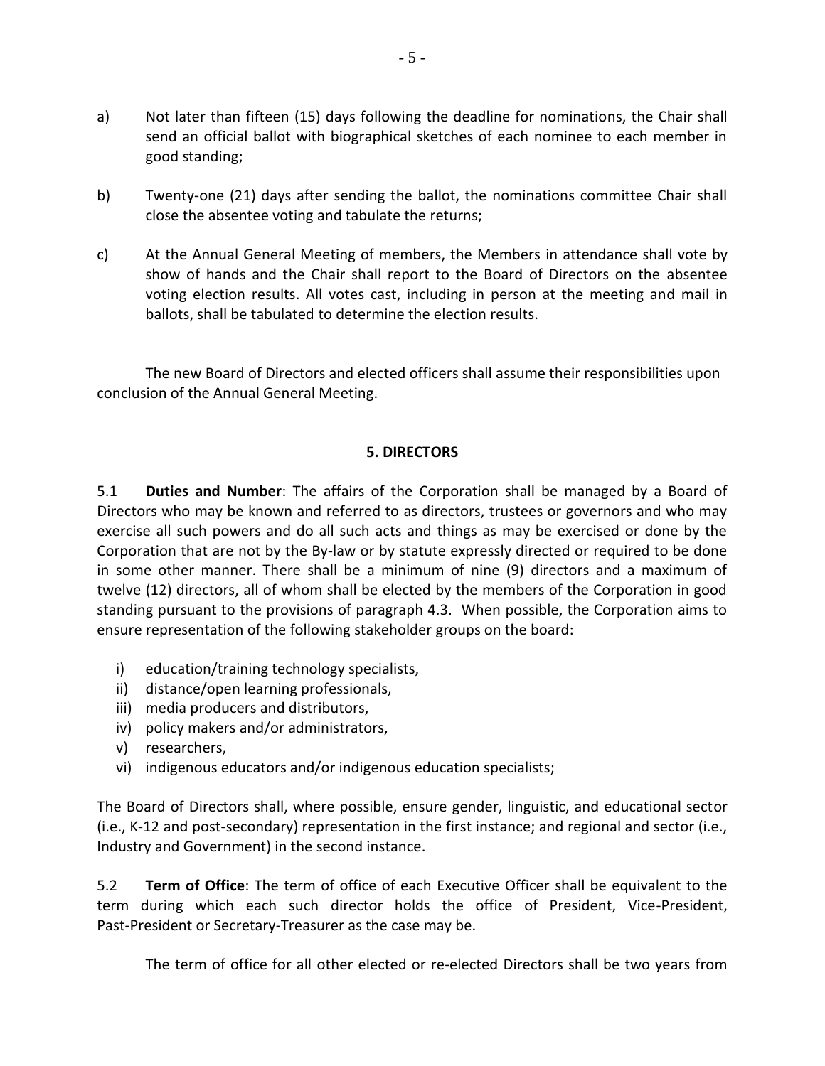a) Not later than fifteen (15) days following the deadline for nominations, the Chair shall send an official ballot with biographical sketches of each nominee to each member in good standing;

b) Twenty-one (21) days after sending the ballot, the nominations committee Chair shall close the absentee voting and tabulate the returns;

c) At the Annual General Meeting of members, the Members in attendance shall vote by show of hands and the Chair shall report to the Board of Directors on the absentee voting election results. All votes cast, including in person at the meeting and mail in ballots, shall be tabulated to determine the election results.

The new Board of Directors and elected officers shall assume their responsibilities upon conclusion of the Annual General Meeting.

## 5. DIRECTORS

5.1 **Duties and Number**: The affairs of the Corporation shall be managed by a Board of Directors who may be known and referred to as directors, trustees or governors and who may exercise all such powers and do all such acts and things as may be exercised or done by the Corporation that are not by the By-law or by statute expressly directed or required to be done in some other manner. There shall be a minimum of nine (9) directors and a maximum of twelve (12) directors, all of whom shall be elected by the members of the Corporation in good standing pursuant to the provisions of paragraph 4.3. When possible, the Corporation aims to ensure representation of the following stakeholder groups on the board:

i) education/training technology specialists,
ii) distance/open learning professionals,
iii) media producers and distributors,
iv) policy makers and/or administrators,
v) researchers,
vi) indigenous educators and/or indigenous education specialists;

The Board of Directors shall, where possible, ensure gender, linguistic, and educational sector (i.e., K-12 and post-secondary) representation in the first instance; and regional and sector (i.e., Industry and Government) in the second instance.

5.2 **Term of Office**: The term of office of each Executive Officer shall be equivalent to the term during which each such director holds the office of President, Vice-President, Past-President or Secretary-Treasurer as the case may be.

The term of office for all other elected or re-elected Directors shall be two years from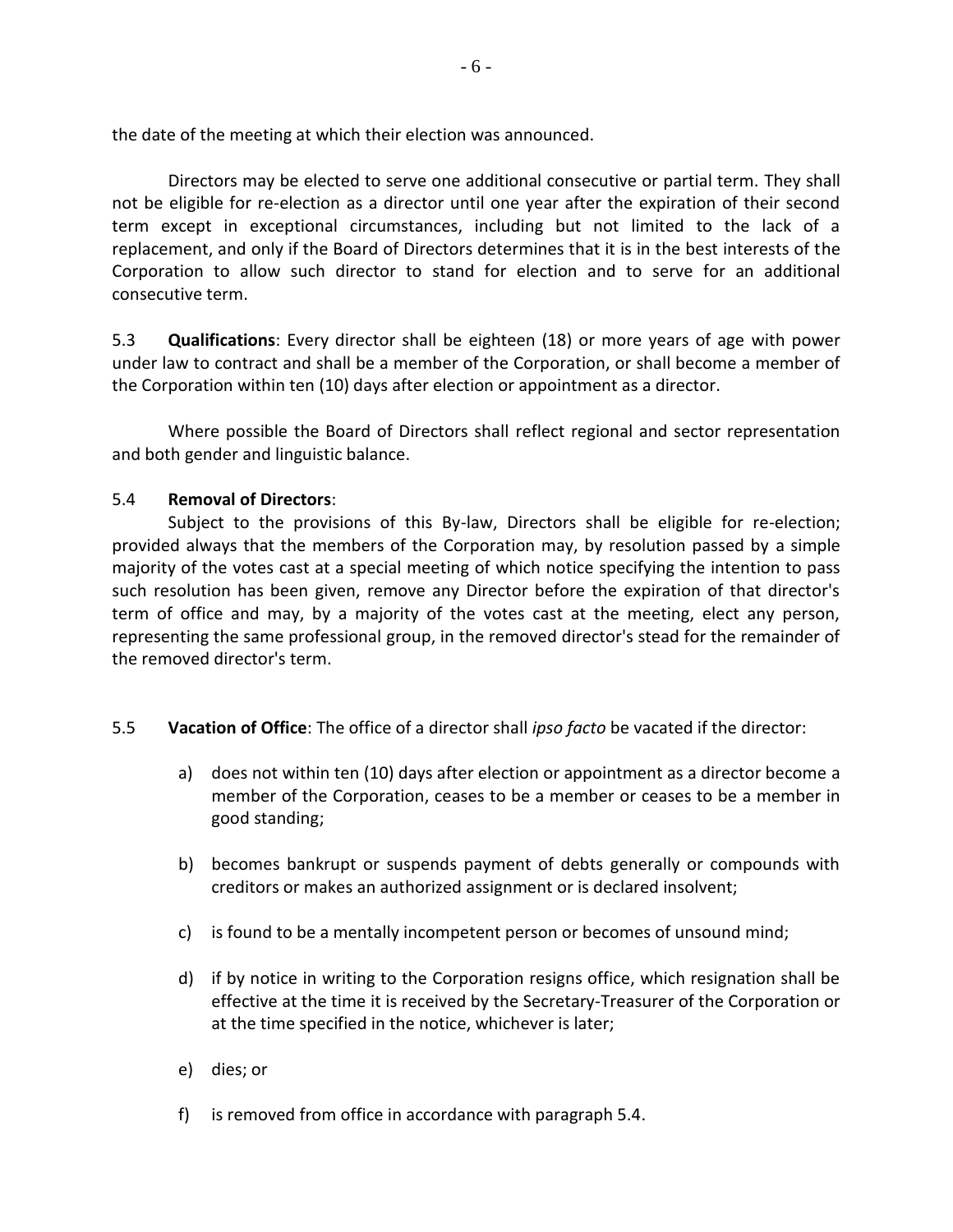the date of the meeting at which their election was announced.

Directors may be elected to serve one additional consecutive or partial term. They shall not be eligible for re-election as a director until one year after the expiration of their second term except in exceptional circumstances, including but not limited to the lack of a replacement, and only if the Board of Directors determines that it is in the best interests of the Corporation to allow such director to stand for election and to serve for an additional consecutive term.

5.3 **Qualifications**: Every director shall be eighteen (18) or more years of age with power under law to contract and shall be a member of the Corporation, or shall become a member of the Corporation within ten (10) days after election or appointment as a director.

Where possible the Board of Directors shall reflect regional and sector representation and both gender and linguistic balance.

5.4 **Removal of Directors**:

Subject to the provisions of this By-law, Directors shall be eligible for re-election; provided always that the members of the Corporation may, by resolution passed by a simple majority of the votes cast at a special meeting of which notice specifying the intention to pass such resolution has been given, remove any Director before the expiration of that director's term of office and may, by a majority of the votes cast at the meeting, elect any person, representing the same professional group, in the removed director's stead for the remainder of the removed director's term.

5.5 **Vacation of Office**: The office of a director shall *ipso facto* be vacated if the director:

a) does not within ten (10) days after election or appointment as a director become a member of the Corporation, ceases to be a member or ceases to be a member in good standing;

b) becomes bankrupt or suspends payment of debts generally or compounds with creditors or makes an authorized assignment or is declared insolvent;

c) is found to be a mentally incompetent person or becomes of unsound mind;

d) if by notice in writing to the Corporation resigns office, which resignation shall be effective at the time it is received by the Secretary-Treasurer of the Corporation or at the time specified in the notice, whichever is later;

e) dies; or

f) is removed from office in accordance with paragraph 5.4.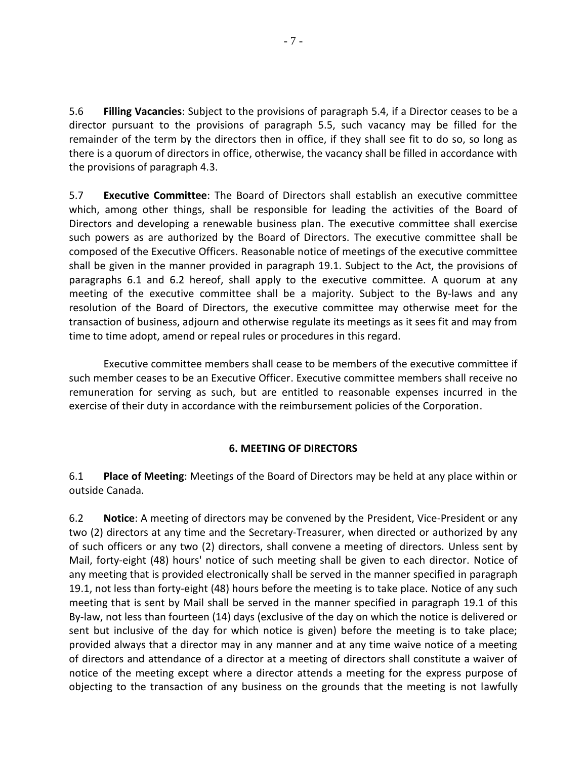5.6 **Filling Vacancies**: Subject to the provisions of paragraph 5.4, if a Director ceases to be a director pursuant to the provisions of paragraph 5.5, such vacancy may be filled for the remainder of the term by the directors then in office, if they shall see fit to do so, so long as there is a quorum of directors in office, otherwise, the vacancy shall be filled in accordance with the provisions of paragraph 4.3.

5.7 **Executive Committee**: The Board of Directors shall establish an executive committee which, among other things, shall be responsible for leading the activities of the Board of Directors and developing a renewable business plan. The executive committee shall exercise such powers as are authorized by the Board of Directors. The executive committee shall be composed of the Executive Officers. Reasonable notice of meetings of the executive committee shall be given in the manner provided in paragraph 19.1. Subject to the Act, the provisions of paragraphs 6.1 and 6.2 hereof, shall apply to the executive committee. A quorum at any meeting of the executive committee shall be a majority. Subject to the By-laws and any resolution of the Board of Directors, the executive committee may otherwise meet for the transaction of business, adjourn and otherwise regulate its meetings as it sees fit and may from time to time adopt, amend or repeal rules or procedures in this regard.

Executive committee members shall cease to be members of the executive committee if such member ceases to be an Executive Officer. Executive committee members shall receive no remuneration for serving as such, but are entitled to reasonable expenses incurred in the exercise of their duty in accordance with the reimbursement policies of the Corporation.

## 6. MEETING OF DIRECTORS

6.1 **Place of Meeting**: Meetings of the Board of Directors may be held at any place within or outside Canada.

6.2 **Notice**: A meeting of directors may be convened by the President, Vice-President or any two (2) directors at any time and the Secretary-Treasurer, when directed or authorized by any of such officers or any two (2) directors, shall convene a meeting of directors. Unless sent by Mail, forty-eight (48) hours' notice of such meeting shall be given to each director. Notice of any meeting that is provided electronically shall be served in the manner specified in paragraph 19.1, not less than forty-eight (48) hours before the meeting is to take place. Notice of any such meeting that is sent by Mail shall be served in the manner specified in paragraph 19.1 of this By-law, not less than fourteen (14) days (exclusive of the day on which the notice is delivered or sent but inclusive of the day for which notice is given) before the meeting is to take place; provided always that a director may in any manner and at any time waive notice of a meeting of directors and attendance of a director at a meeting of directors shall constitute a waiver of notice of the meeting except where a director attends a meeting for the express purpose of objecting to the transaction of any business on the grounds that the meeting is not lawfully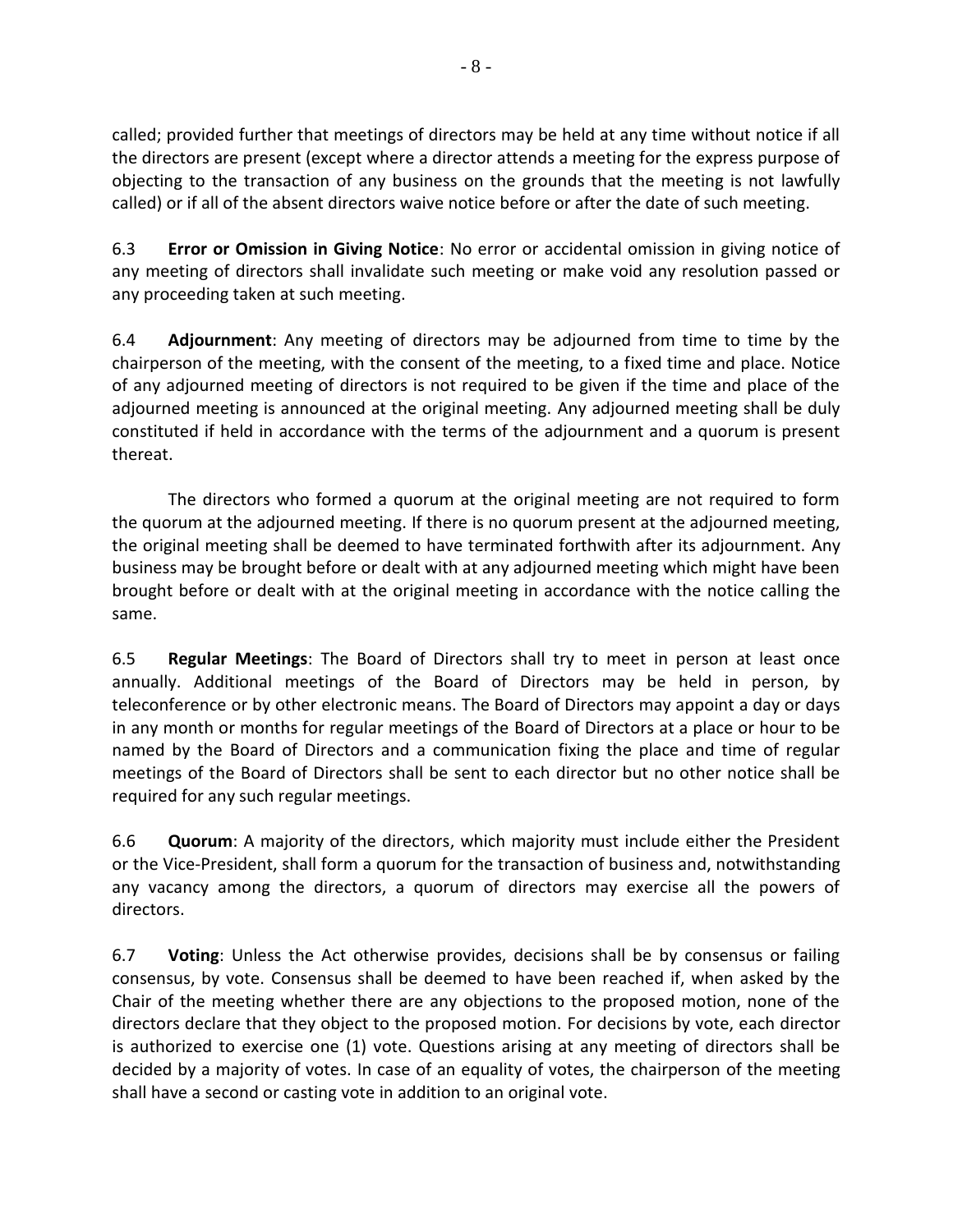called; provided further that meetings of directors may be held at any time without notice if all the directors are present (except where a director attends a meeting for the express purpose of objecting to the transaction of any business on the grounds that the meeting is not lawfully called) or if all of the absent directors waive notice before or after the date of such meeting.

6.3 **Error or Omission in Giving Notice**: No error or accidental omission in giving notice of any meeting of directors shall invalidate such meeting or make void any resolution passed or any proceeding taken at such meeting.

6.4 **Adjournment**: Any meeting of directors may be adjourned from time to time by the chairperson of the meeting, with the consent of the meeting, to a fixed time and place. Notice of any adjourned meeting of directors is not required to be given if the time and place of the adjourned meeting is announced at the original meeting. Any adjourned meeting shall be duly constituted if held in accordance with the terms of the adjournment and a quorum is present thereat.

The directors who formed a quorum at the original meeting are not required to form the quorum at the adjourned meeting. If there is no quorum present at the adjourned meeting, the original meeting shall be deemed to have terminated forthwith after its adjournment. Any business may be brought before or dealt with at any adjourned meeting which might have been brought before or dealt with at the original meeting in accordance with the notice calling the same.

6.5 **Regular Meetings**: The Board of Directors shall try to meet in person at least once annually. Additional meetings of the Board of Directors may be held in person, by teleconference or by other electronic means. The Board of Directors may appoint a day or days in any month or months for regular meetings of the Board of Directors at a place or hour to be named by the Board of Directors and a communication fixing the place and time of regular meetings of the Board of Directors shall be sent to each director but no other notice shall be required for any such regular meetings.

6.6 **Quorum**: A majority of the directors, which majority must include either the President or the Vice-President, shall form a quorum for the transaction of business and, notwithstanding any vacancy among the directors, a quorum of directors may exercise all the powers of directors.

6.7 **Voting**: Unless the Act otherwise provides, decisions shall be by consensus or failing consensus, by vote. Consensus shall be deemed to have been reached if, when asked by the Chair of the meeting whether there are any objections to the proposed motion, none of the directors declare that they object to the proposed motion. For decisions by vote, each director is authorized to exercise one (1) vote. Questions arising at any meeting of directors shall be decided by a majority of votes. In case of an equality of votes, the chairperson of the meeting shall have a second or casting vote in addition to an original vote.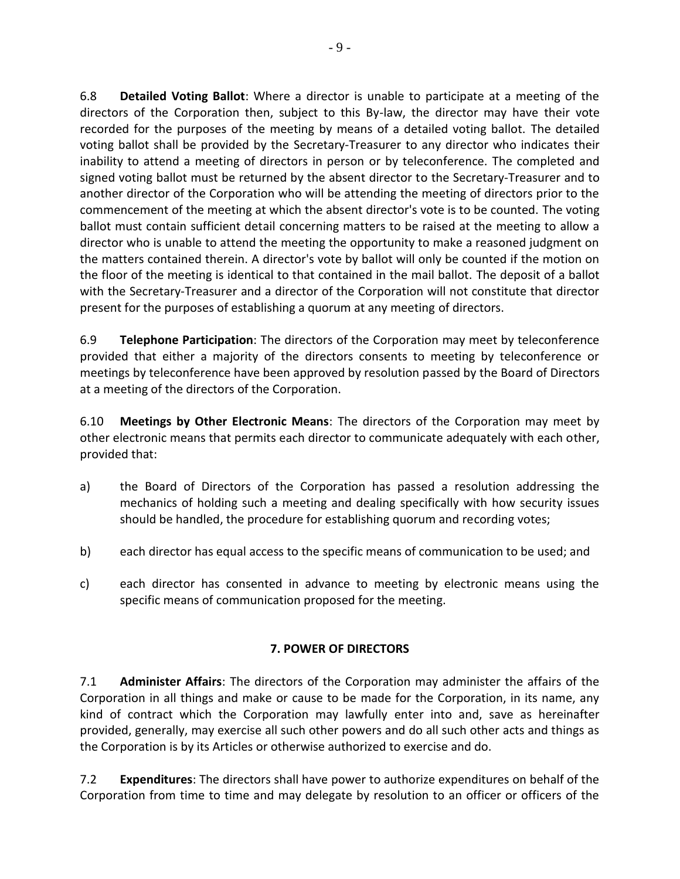6.8 **Detailed Voting Ballot**: Where a director is unable to participate at a meeting of the directors of the Corporation then, subject to this By-law, the director may have their vote recorded for the purposes of the meeting by means of a detailed voting ballot. The detailed voting ballot shall be provided by the Secretary-Treasurer to any director who indicates their inability to attend a meeting of directors in person or by teleconference. The completed and signed voting ballot must be returned by the absent director to the Secretary-Treasurer and to another director of the Corporation who will be attending the meeting of directors prior to the commencement of the meeting at which the absent director's vote is to be counted. The voting ballot must contain sufficient detail concerning matters to be raised at the meeting to allow a director who is unable to attend the meeting the opportunity to make a reasoned judgment on the matters contained therein. A director's vote by ballot will only be counted if the motion on the floor of the meeting is identical to that contained in the mail ballot. The deposit of a ballot with the Secretary-Treasurer and a director of the Corporation will not constitute that director present for the purposes of establishing a quorum at any meeting of directors.

6.9 **Telephone Participation**: The directors of the Corporation may meet by teleconference provided that either a majority of the directors consents to meeting by teleconference or meetings by teleconference have been approved by resolution passed by the Board of Directors at a meeting of the directors of the Corporation.

6.10 **Meetings by Other Electronic Means**: The directors of the Corporation may meet by other electronic means that permits each director to communicate adequately with each other, provided that:

a) the Board of Directors of the Corporation has passed a resolution addressing the mechanics of holding such a meeting and dealing specifically with how security issues should be handled, the procedure for establishing quorum and recording votes;

b) each director has equal access to the specific means of communication to be used; and

c) each director has consented in advance to meeting by electronic means using the specific means of communication proposed for the meeting.

## 7. POWER OF DIRECTORS

7.1 **Administer Affairs**: The directors of the Corporation may administer the affairs of the Corporation in all things and make or cause to be made for the Corporation, in its name, any kind of contract which the Corporation may lawfully enter into and, save as hereinafter provided, generally, may exercise all such other powers and do all such other acts and things as the Corporation is by its Articles or otherwise authorized to exercise and do.

7.2 **Expenditures**: The directors shall have power to authorize expenditures on behalf of the Corporation from time to time and may delegate by resolution to an officer or officers of the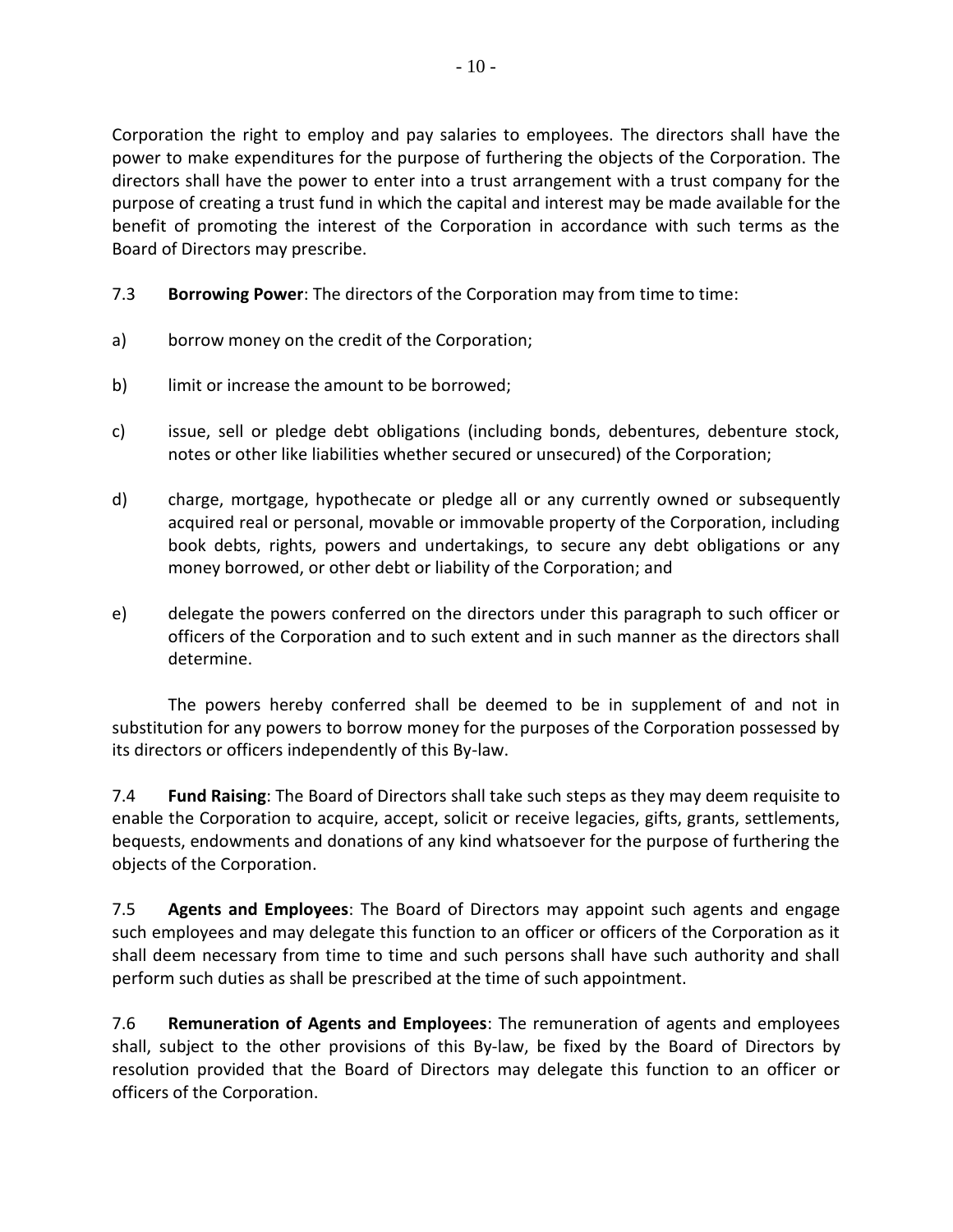Corporation the right to employ and pay salaries to employees. The directors shall have the power to make expenditures for the purpose of furthering the objects of the Corporation. The directors shall have the power to enter into a trust arrangement with a trust company for the purpose of creating a trust fund in which the capital and interest may be made available for the benefit of promoting the interest of the Corporation in accordance with such terms as the Board of Directors may prescribe.

7.3 **Borrowing Power**: The directors of the Corporation may from time to time:

a) borrow money on the credit of the Corporation;

b) limit or increase the amount to be borrowed;

c) issue, sell or pledge debt obligations (including bonds, debentures, debenture stock, notes or other like liabilities whether secured or unsecured) of the Corporation;

d) charge, mortgage, hypothecate or pledge all or any currently owned or subsequently acquired real or personal, movable or immovable property of the Corporation, including book debts, rights, powers and undertakings, to secure any debt obligations or any money borrowed, or other debt or liability of the Corporation; and

e) delegate the powers conferred on the directors under this paragraph to such officer or officers of the Corporation and to such extent and in such manner as the directors shall determine.

The powers hereby conferred shall be deemed to be in supplement of and not in substitution for any powers to borrow money for the purposes of the Corporation possessed by its directors or officers independently of this By-law.

7.4 **Fund Raising**: The Board of Directors shall take such steps as they may deem requisite to enable the Corporation to acquire, accept, solicit or receive legacies, gifts, grants, settlements, bequests, endowments and donations of any kind whatsoever for the purpose of furthering the objects of the Corporation.

7.5 **Agents and Employees**: The Board of Directors may appoint such agents and engage such employees and may delegate this function to an officer or officers of the Corporation as it shall deem necessary from time to time and such persons shall have such authority and shall perform such duties as shall be prescribed at the time of such appointment.

7.6 **Remuneration of Agents and Employees**: The remuneration of agents and employees shall, subject to the other provisions of this By-law, be fixed by the Board of Directors by resolution provided that the Board of Directors may delegate this function to an officer or officers of the Corporation.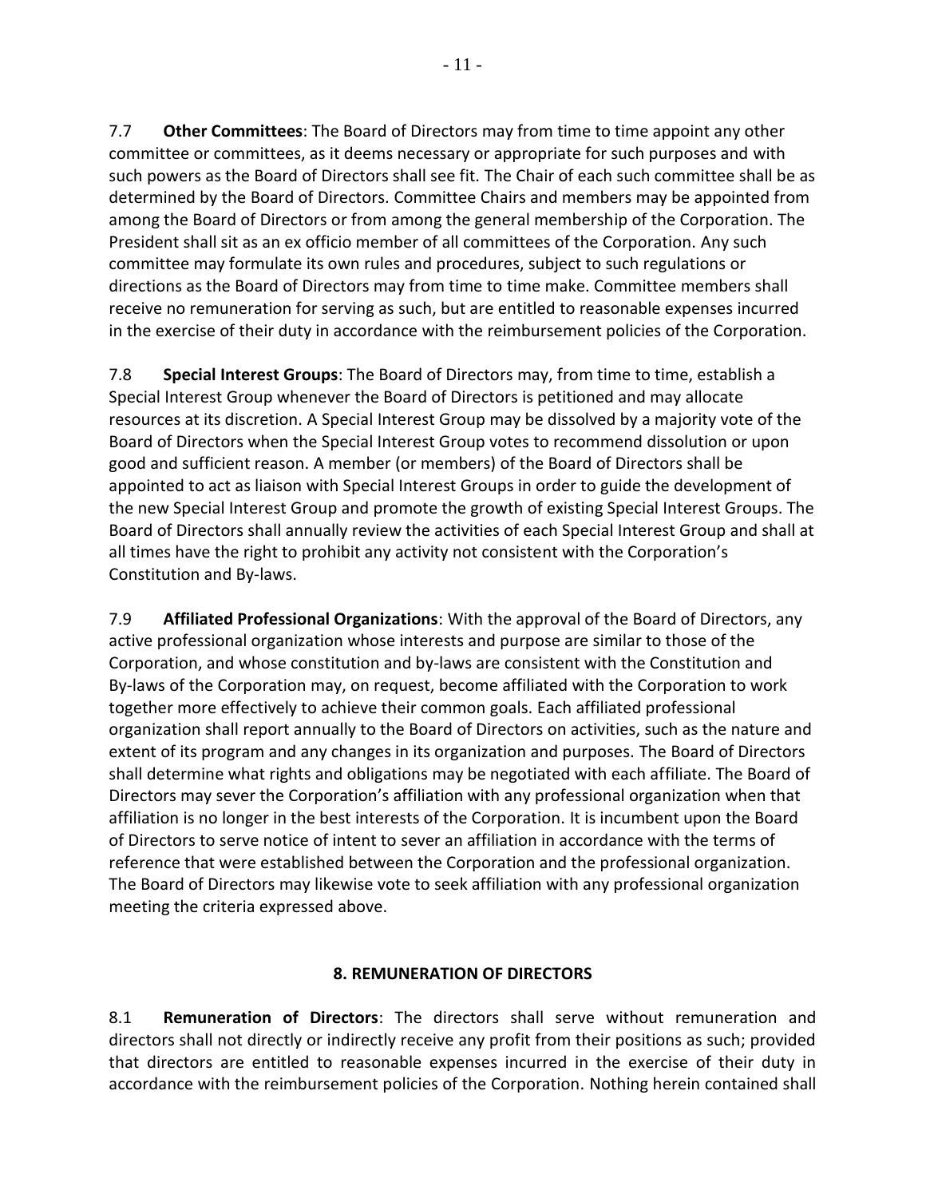7.7 **Other Committees**: The Board of Directors may from time to time appoint any other committee or committees, as it deems necessary or appropriate for such purposes and with such powers as the Board of Directors shall see fit. The Chair of each such committee shall be as determined by the Board of Directors. Committee Chairs and members may be appointed from among the Board of Directors or from among the general membership of the Corporation. The President shall sit as an ex officio member of all committees of the Corporation. Any such committee may formulate its own rules and procedures, subject to such regulations or directions as the Board of Directors may from time to time make. Committee members shall receive no remuneration for serving as such, but are entitled to reasonable expenses incurred in the exercise of their duty in accordance with the reimbursement policies of the Corporation.

7.8 **Special Interest Groups**: The Board of Directors may, from time to time, establish a Special Interest Group whenever the Board of Directors is petitioned and may allocate resources at its discretion. A Special Interest Group may be dissolved by a majority vote of the Board of Directors when the Special Interest Group votes to recommend dissolution or upon good and sufficient reason. A member (or members) of the Board of Directors shall be appointed to act as liaison with Special Interest Groups in order to guide the development of the new Special Interest Group and promote the growth of existing Special Interest Groups. The Board of Directors shall annually review the activities of each Special Interest Group and shall at all times have the right to prohibit any activity not consistent with the Corporation's Constitution and By-laws.

7.9 **Affiliated Professional Organizations**: With the approval of the Board of Directors, any active professional organization whose interests and purpose are similar to those of the Corporation, and whose constitution and by-laws are consistent with the Constitution and By-laws of the Corporation may, on request, become affiliated with the Corporation to work together more effectively to achieve their common goals. Each affiliated professional organization shall report annually to the Board of Directors on activities, such as the nature and extent of its program and any changes in its organization and purposes. The Board of Directors shall determine what rights and obligations may be negotiated with each affiliate. The Board of Directors may sever the Corporation's affiliation with any professional organization when that affiliation is no longer in the best interests of the Corporation. It is incumbent upon the Board of Directors to serve notice of intent to sever an affiliation in accordance with the terms of reference that were established between the Corporation and the professional organization. The Board of Directors may likewise vote to seek affiliation with any professional organization meeting the criteria expressed above.

## 8. REMUNERATION OF DIRECTORS

8.1 **Remuneration of Directors**: The directors shall serve without remuneration and directors shall not directly or indirectly receive any profit from their positions as such; provided that directors are entitled to reasonable expenses incurred in the exercise of their duty in accordance with the reimbursement policies of the Corporation. Nothing herein contained shall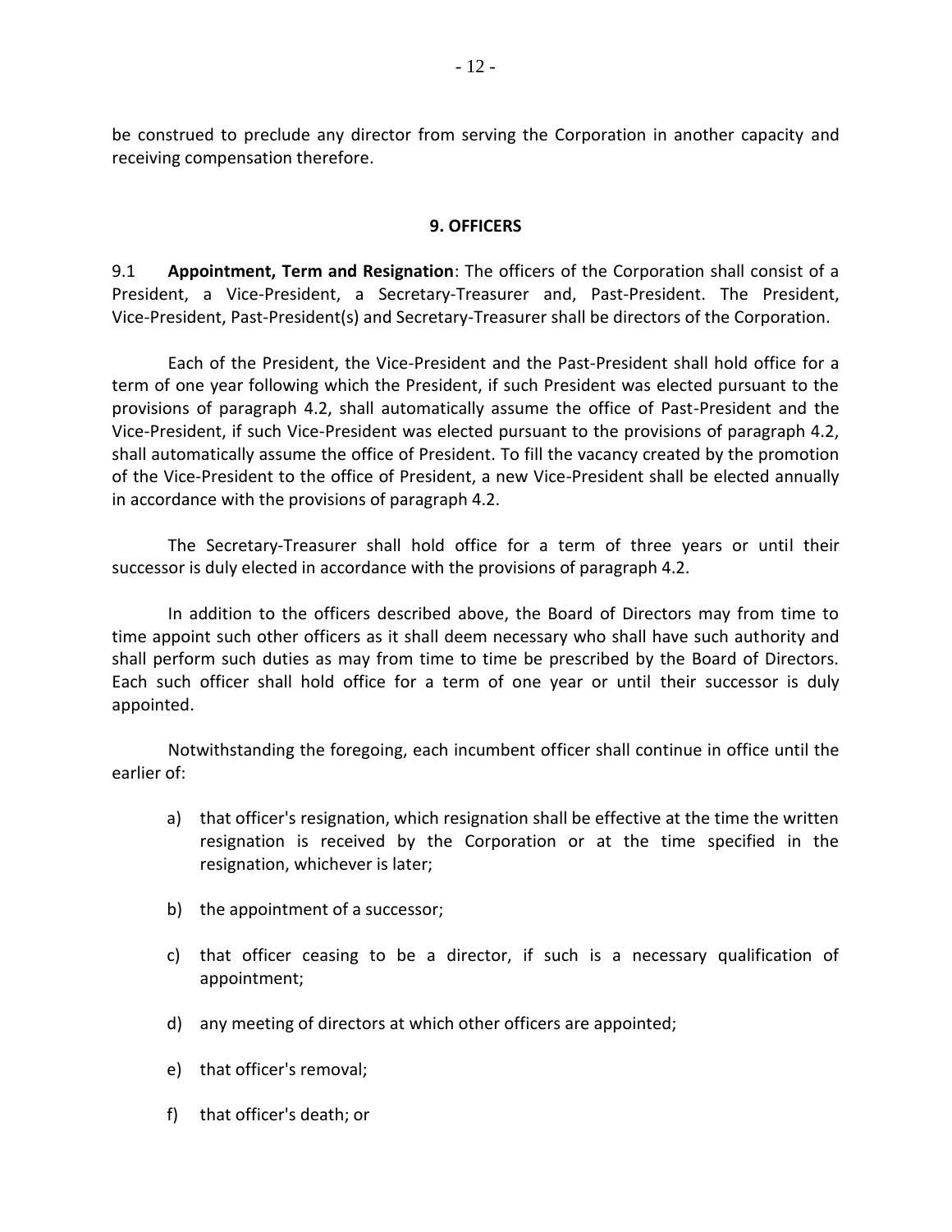be construed to preclude any director from serving the Corporation in another capacity and receiving compensation therefore.

## 9. OFFICERS

9.1 **Appointment, Term and Resignation**: The officers of the Corporation shall consist of a President, a Vice-President, a Secretary-Treasurer and, Past-President. The President, Vice-President, Past-President(s) and Secretary-Treasurer shall be directors of the Corporation.

Each of the President, the Vice-President and the Past-President shall hold office for a term of one year following which the President, if such President was elected pursuant to the provisions of paragraph 4.2, shall automatically assume the office of Past-President and the Vice-President, if such Vice-President was elected pursuant to the provisions of paragraph 4.2, shall automatically assume the office of President. To fill the vacancy created by the promotion of the Vice-President to the office of President, a new Vice-President shall be elected annually in accordance with the provisions of paragraph 4.2.

The Secretary-Treasurer shall hold office for a term of three years or until their successor is duly elected in accordance with the provisions of paragraph 4.2.

In addition to the officers described above, the Board of Directors may from time to time appoint such other officers as it shall deem necessary who shall have such authority and shall perform such duties as may from time to time be prescribed by the Board of Directors. Each such officer shall hold office for a term of one year or until their successor is duly appointed.

Notwithstanding the foregoing, each incumbent officer shall continue in office until the earlier of:

a) that officer's resignation, which resignation shall be effective at the time the written resignation is received by the Corporation or at the time specified in the resignation, whichever is later;

b) the appointment of a successor;

c) that officer ceasing to be a director, if such is a necessary qualification of appointment;

d) any meeting of directors at which other officers are appointed;

e) that officer's removal;

f) that officer's death; or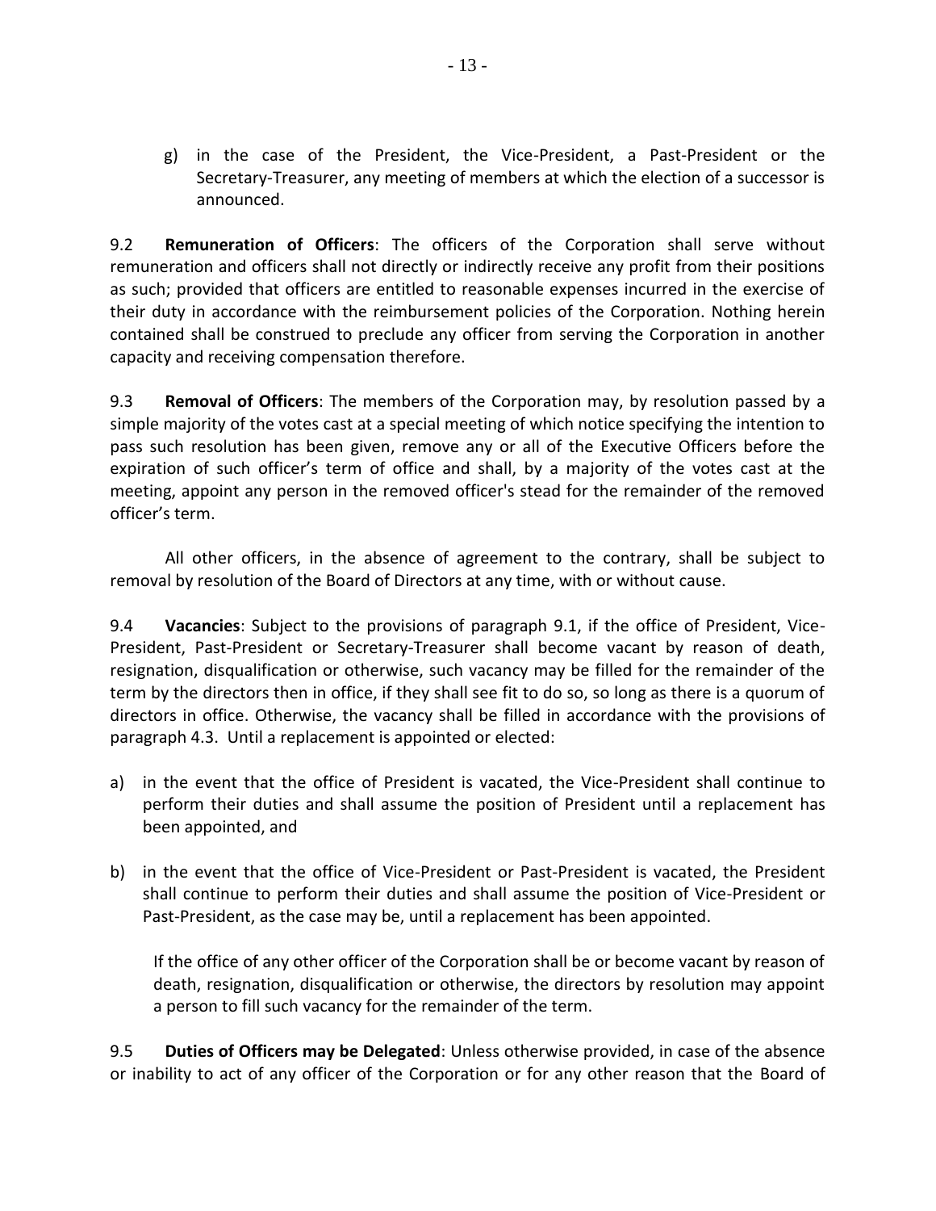g) in the case of the President, the Vice-President, a Past-President or the Secretary-Treasurer, any meeting of members at which the election of a successor is announced.

9.2 **Remuneration of Officers**: The officers of the Corporation shall serve without remuneration and officers shall not directly or indirectly receive any profit from their positions as such; provided that officers are entitled to reasonable expenses incurred in the exercise of their duty in accordance with the reimbursement policies of the Corporation. Nothing herein contained shall be construed to preclude any officer from serving the Corporation in another capacity and receiving compensation therefore.

9.3 **Removal of Officers**: The members of the Corporation may, by resolution passed by a simple majority of the votes cast at a special meeting of which notice specifying the intention to pass such resolution has been given, remove any or all of the Executive Officers before the expiration of such officer's term of office and shall, by a majority of the votes cast at the meeting, appoint any person in the removed officer's stead for the remainder of the removed officer's term.

All other officers, in the absence of agreement to the contrary, shall be subject to removal by resolution of the Board of Directors at any time, with or without cause.

9.4 **Vacancies**: Subject to the provisions of paragraph 9.1, if the office of President, Vice-President, Past-President or Secretary-Treasurer shall become vacant by reason of death, resignation, disqualification or otherwise, such vacancy may be filled for the remainder of the term by the directors then in office, if they shall see fit to do so, so long as there is a quorum of directors in office. Otherwise, the vacancy shall be filled in accordance with the provisions of paragraph 4.3. Until a replacement is appointed or elected:

a) in the event that the office of President is vacated, the Vice-President shall continue to perform their duties and shall assume the position of President until a replacement has been appointed, and

b) in the event that the office of Vice-President or Past-President is vacated, the President shall continue to perform their duties and shall assume the position of Vice-President or Past-President, as the case may be, until a replacement has been appointed.

If the office of any other officer of the Corporation shall be or become vacant by reason of death, resignation, disqualification or otherwise, the directors by resolution may appoint a person to fill such vacancy for the remainder of the term.

9.5 **Duties of Officers may be Delegated**: Unless otherwise provided, in case of the absence or inability to act of any officer of the Corporation or for any other reason that the Board of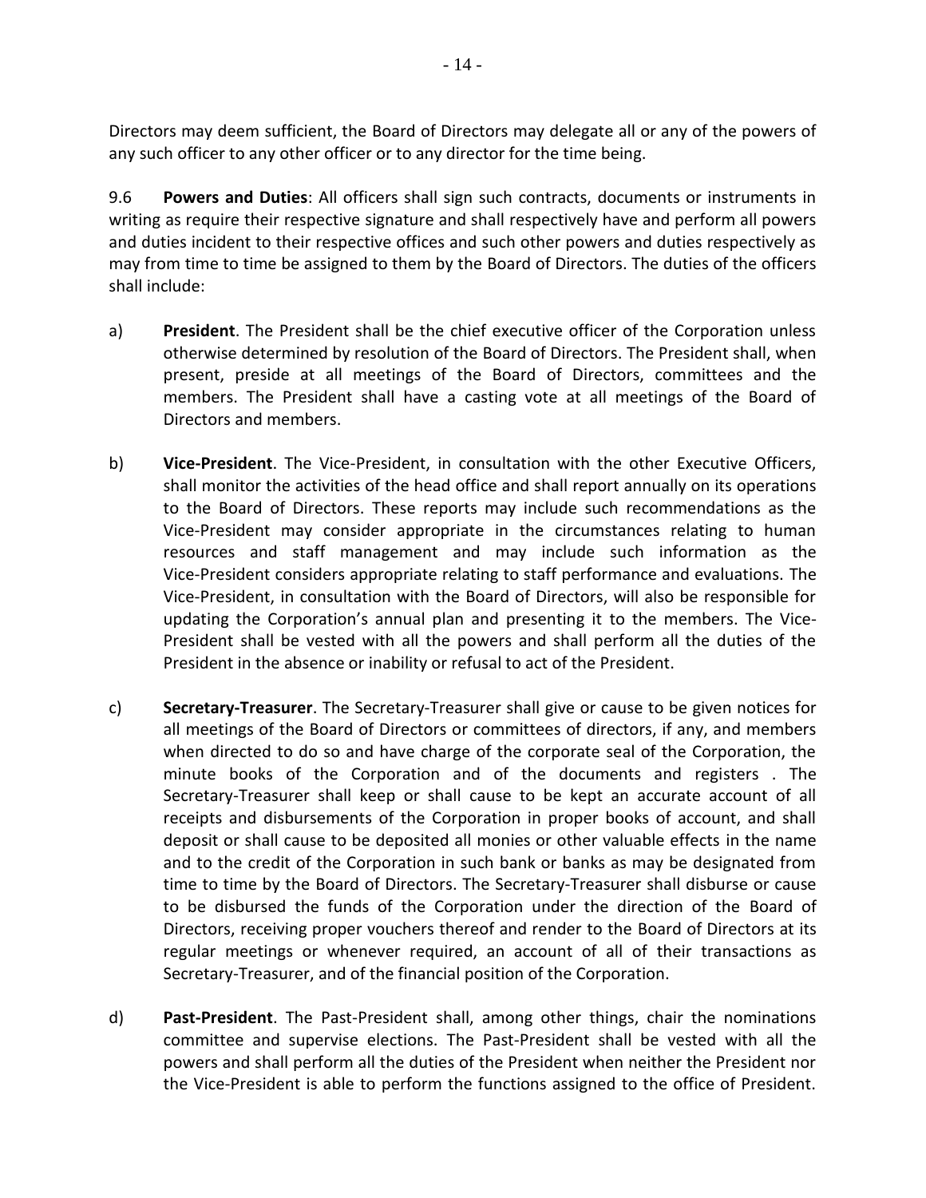Directors may deem sufficient, the Board of Directors may delegate all or any of the powers of any such officer to any other officer or to any director for the time being.

9.6 **Powers and Duties**: All officers shall sign such contracts, documents or instruments in writing as require their respective signature and shall respectively have and perform all powers and duties incident to their respective offices and such other powers and duties respectively as may from time to time be assigned to them by the Board of Directors. The duties of the officers shall include:

a) **President**. The President shall be the chief executive officer of the Corporation unless otherwise determined by resolution of the Board of Directors. The President shall, when present, preside at all meetings of the Board of Directors, committees and the members. The President shall have a casting vote at all meetings of the Board of Directors and members.

b) **Vice-President**. The Vice-President, in consultation with the other Executive Officers, shall monitor the activities of the head office and shall report annually on its operations to the Board of Directors. These reports may include such recommendations as the Vice-President may consider appropriate in the circumstances relating to human resources and staff management and may include such information as the Vice-President considers appropriate relating to staff performance and evaluations. The Vice-President, in consultation with the Board of Directors, will also be responsible for updating the Corporation's annual plan and presenting it to the members. The Vice-President shall be vested with all the powers and shall perform all the duties of the President in the absence or inability or refusal to act of the President.

c) **Secretary-Treasurer**. The Secretary-Treasurer shall give or cause to be given notices for all meetings of the Board of Directors or committees of directors, if any, and members when directed to do so and have charge of the corporate seal of the Corporation, the minute books of the Corporation and of the documents and registers . The Secretary-Treasurer shall keep or shall cause to be kept an accurate account of all receipts and disbursements of the Corporation in proper books of account, and shall deposit or shall cause to be deposited all monies or other valuable effects in the name and to the credit of the Corporation in such bank or banks as may be designated from time to time by the Board of Directors. The Secretary-Treasurer shall disburse or cause to be disbursed the funds of the Corporation under the direction of the Board of Directors, receiving proper vouchers thereof and render to the Board of Directors at its regular meetings or whenever required, an account of all of their transactions as Secretary-Treasurer, and of the financial position of the Corporation.

d) **Past-President**. The Past-President shall, among other things, chair the nominations committee and supervise elections. The Past-President shall be vested with all the powers and shall perform all the duties of the President when neither the President nor the Vice-President is able to perform the functions assigned to the office of President.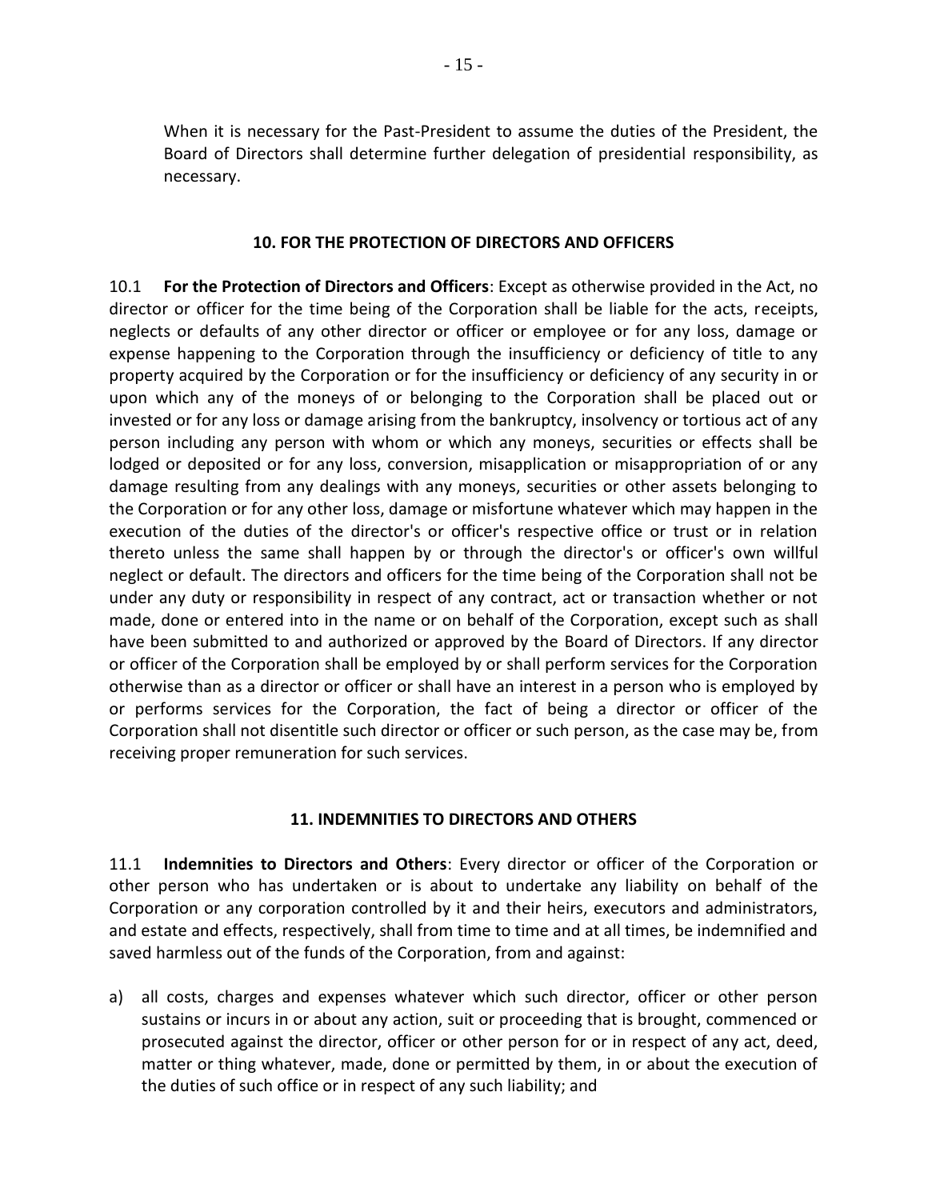When it is necessary for the Past-President to assume the duties of the President, the Board of Directors shall determine further delegation of presidential responsibility, as necessary.

## 10. FOR THE PROTECTION OF DIRECTORS AND OFFICERS

10.1 **For the Protection of Directors and Officers**: Except as otherwise provided in the Act, no director or officer for the time being of the Corporation shall be liable for the acts, receipts, neglects or defaults of any other director or officer or employee or for any loss, damage or expense happening to the Corporation through the insufficiency or deficiency of title to any property acquired by the Corporation or for the insufficiency or deficiency of any security in or upon which any of the moneys of or belonging to the Corporation shall be placed out or invested or for any loss or damage arising from the bankruptcy, insolvency or tortious act of any person including any person with whom or which any moneys, securities or effects shall be lodged or deposited or for any loss, conversion, misapplication or misappropriation of or any damage resulting from any dealings with any moneys, securities or other assets belonging to the Corporation or for any other loss, damage or misfortune whatever which may happen in the execution of the duties of the director's or officer's respective office or trust or in relation thereto unless the same shall happen by or through the director's or officer's own willful neglect or default. The directors and officers for the time being of the Corporation shall not be under any duty or responsibility in respect of any contract, act or transaction whether or not made, done or entered into in the name or on behalf of the Corporation, except such as shall have been submitted to and authorized or approved by the Board of Directors. If any director or officer of the Corporation shall be employed by or shall perform services for the Corporation otherwise than as a director or officer or shall have an interest in a person who is employed by or performs services for the Corporation, the fact of being a director or officer of the Corporation shall not disentitle such director or officer or such person, as the case may be, from receiving proper remuneration for such services.

## 11. INDEMNITIES TO DIRECTORS AND OTHERS

11.1 **Indemnities to Directors and Others**: Every director or officer of the Corporation or other person who has undertaken or is about to undertake any liability on behalf of the Corporation or any corporation controlled by it and their heirs, executors and administrators, and estate and effects, respectively, shall from time to time and at all times, be indemnified and saved harmless out of the funds of the Corporation, from and against:

a) all costs, charges and expenses whatever which such director, officer or other person sustains or incurs in or about any action, suit or proceeding that is brought, commenced or prosecuted against the director, officer or other person for or in respect of any act, deed, matter or thing whatever, made, done or permitted by them, in or about the execution of the duties of such office or in respect of any such liability; and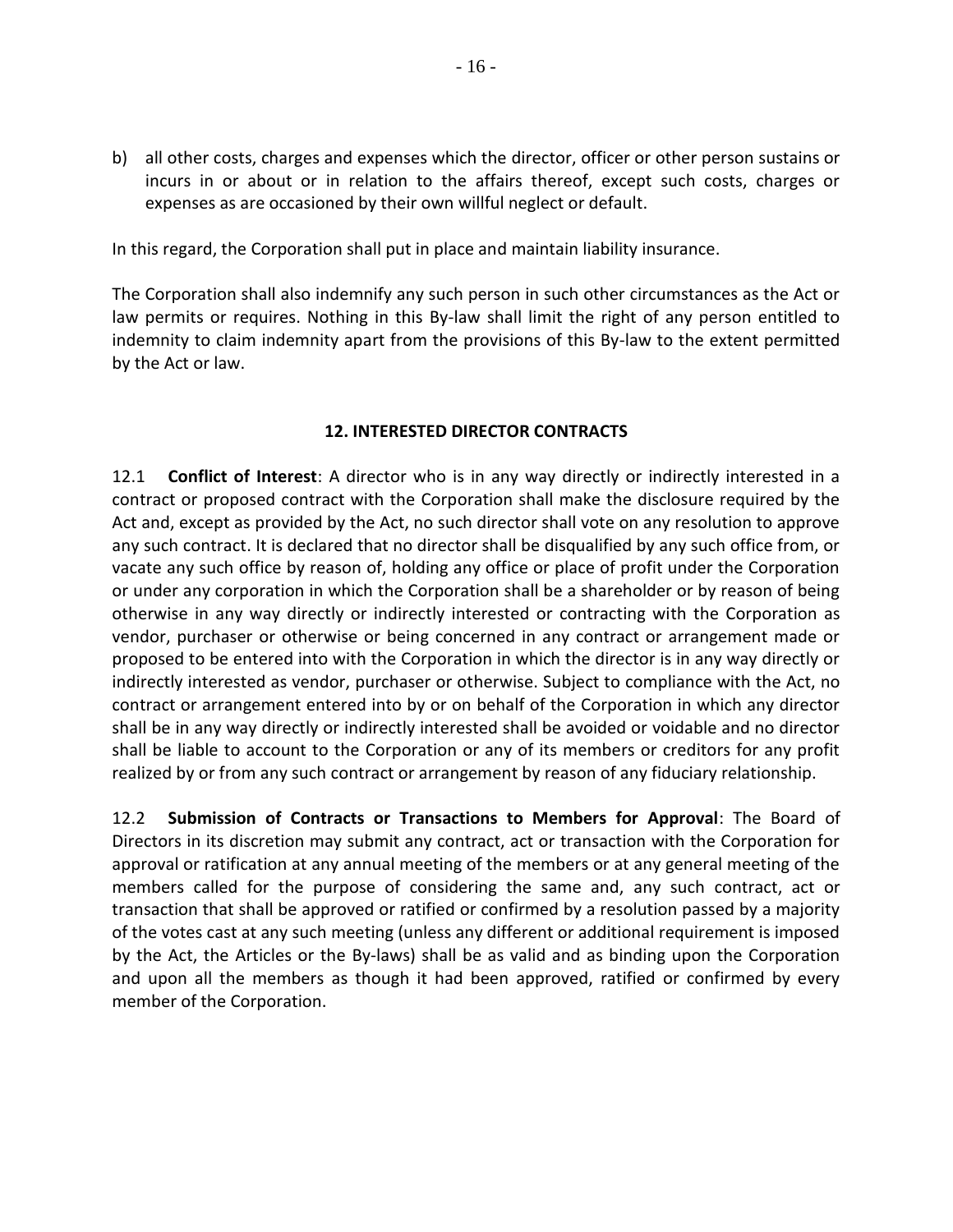b) all other costs, charges and expenses which the director, officer or other person sustains or incurs in or about or in relation to the affairs thereof, except such costs, charges or expenses as are occasioned by their own willful neglect or default.

In this regard, the Corporation shall put in place and maintain liability insurance.

The Corporation shall also indemnify any such person in such other circumstances as the Act or law permits or requires. Nothing in this By-law shall limit the right of any person entitled to indemnity to claim indemnity apart from the provisions of this By-law to the extent permitted by the Act or law.

## 12. INTERESTED DIRECTOR CONTRACTS

12.1 **Conflict of Interest**: A director who is in any way directly or indirectly interested in a contract or proposed contract with the Corporation shall make the disclosure required by the Act and, except as provided by the Act, no such director shall vote on any resolution to approve any such contract. It is declared that no director shall be disqualified by any such office from, or vacate any such office by reason of, holding any office or place of profit under the Corporation or under any corporation in which the Corporation shall be a shareholder or by reason of being otherwise in any way directly or indirectly interested or contracting with the Corporation as vendor, purchaser or otherwise or being concerned in any contract or arrangement made or proposed to be entered into with the Corporation in which the director is in any way directly or indirectly interested as vendor, purchaser or otherwise. Subject to compliance with the Act, no contract or arrangement entered into by or on behalf of the Corporation in which any director shall be in any way directly or indirectly interested shall be avoided or voidable and no director shall be liable to account to the Corporation or any of its members or creditors for any profit realized by or from any such contract or arrangement by reason of any fiduciary relationship.

12.2 **Submission of Contracts or Transactions to Members for Approval**: The Board of Directors in its discretion may submit any contract, act or transaction with the Corporation for approval or ratification at any annual meeting of the members or at any general meeting of the members called for the purpose of considering the same and, any such contract, act or transaction that shall be approved or ratified or confirmed by a resolution passed by a majority of the votes cast at any such meeting (unless any different or additional requirement is imposed by the Act, the Articles or the By-laws) shall be as valid and as binding upon the Corporation and upon all the members as though it had been approved, ratified or confirmed by every member of the Corporation.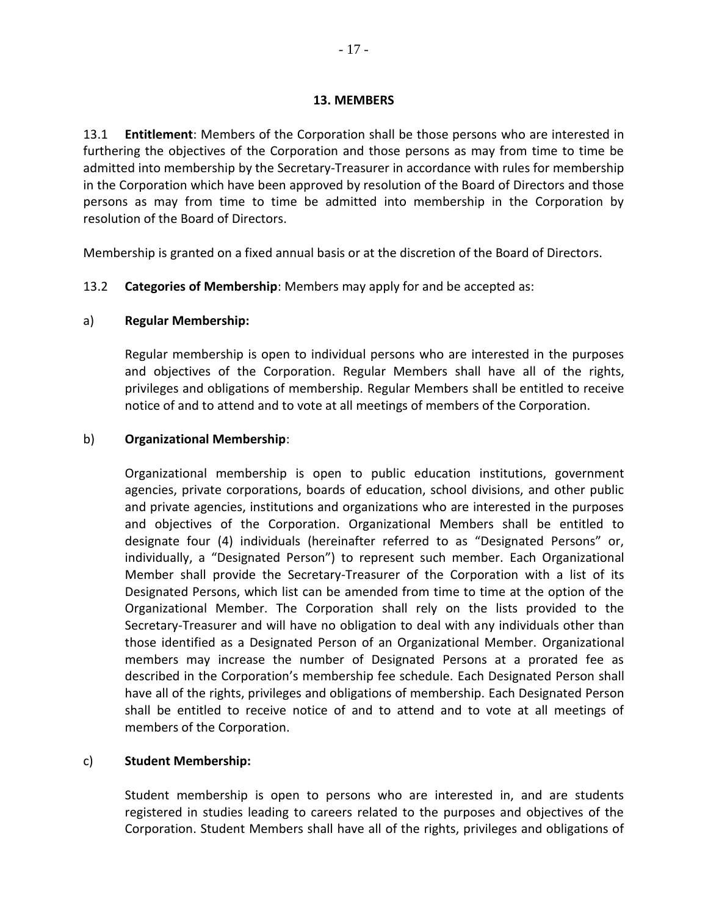## 13. MEMBERS

13.1 **Entitlement**: Members of the Corporation shall be those persons who are interested in furthering the objectives of the Corporation and those persons as may from time to time be admitted into membership by the Secretary-Treasurer in accordance with rules for membership in the Corporation which have been approved by resolution of the Board of Directors and those persons as may from time to time be admitted into membership in the Corporation by resolution of the Board of Directors.

Membership is granted on a fixed annual basis or at the discretion of the Board of Directors.

13.2 **Categories of Membership**: Members may apply for and be accepted as:

a) **Regular Membership:**

Regular membership is open to individual persons who are interested in the purposes and objectives of the Corporation. Regular Members shall have all of the rights, privileges and obligations of membership. Regular Members shall be entitled to receive notice of and to attend and to vote at all meetings of members of the Corporation.

b) **Organizational Membership**:

Organizational membership is open to public education institutions, government agencies, private corporations, boards of education, school divisions, and other public and private agencies, institutions and organizations who are interested in the purposes and objectives of the Corporation. Organizational Members shall be entitled to designate four (4) individuals (hereinafter referred to as "Designated Persons" or, individually, a "Designated Person") to represent such member. Each Organizational Member shall provide the Secretary-Treasurer of the Corporation with a list of its Designated Persons, which list can be amended from time to time at the option of the Organizational Member. The Corporation shall rely on the lists provided to the Secretary-Treasurer and will have no obligation to deal with any individuals other than those identified as a Designated Person of an Organizational Member. Organizational members may increase the number of Designated Persons at a prorated fee as described in the Corporation's membership fee schedule. Each Designated Person shall have all of the rights, privileges and obligations of membership. Each Designated Person shall be entitled to receive notice of and to attend and to vote at all meetings of members of the Corporation.

c) **Student Membership:**

Student membership is open to persons who are interested in, and are students registered in studies leading to careers related to the purposes and objectives of the Corporation. Student Members shall have all of the rights, privileges and obligations of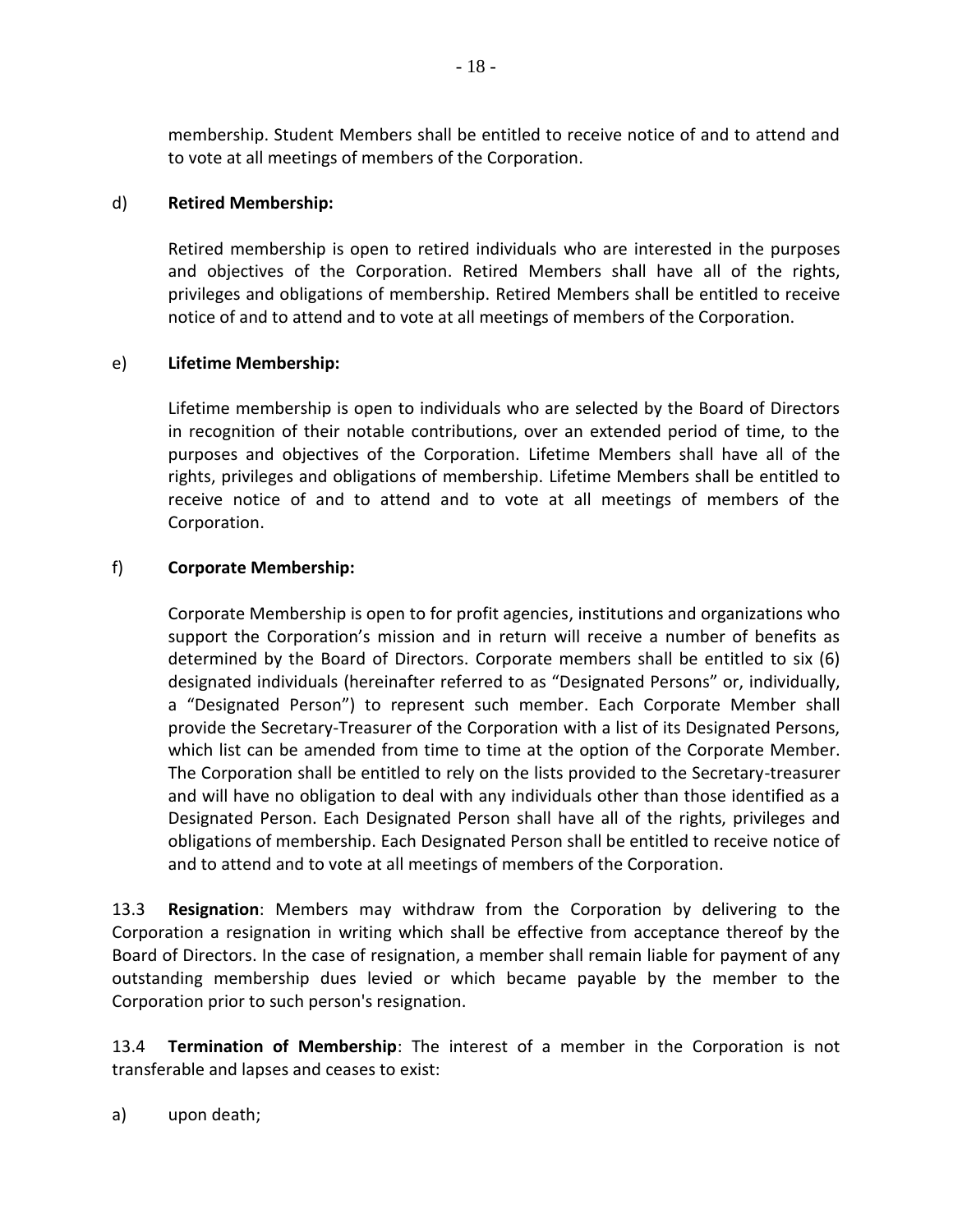membership. Student Members shall be entitled to receive notice of and to attend and to vote at all meetings of members of the Corporation.

d) **Retired Membership:**

Retired membership is open to retired individuals who are interested in the purposes and objectives of the Corporation. Retired Members shall have all of the rights, privileges and obligations of membership. Retired Members shall be entitled to receive notice of and to attend and to vote at all meetings of members of the Corporation.

e) **Lifetime Membership:**

Lifetime membership is open to individuals who are selected by the Board of Directors in recognition of their notable contributions, over an extended period of time, to the purposes and objectives of the Corporation. Lifetime Members shall have all of the rights, privileges and obligations of membership. Lifetime Members shall be entitled to receive notice of and to attend and to vote at all meetings of members of the Corporation.

f) **Corporate Membership:**

Corporate Membership is open to for profit agencies, institutions and organizations who support the Corporation's mission and in return will receive a number of benefits as determined by the Board of Directors. Corporate members shall be entitled to six (6) designated individuals (hereinafter referred to as "Designated Persons" or, individually, a "Designated Person") to represent such member. Each Corporate Member shall provide the Secretary-Treasurer of the Corporation with a list of its Designated Persons, which list can be amended from time to time at the option of the Corporate Member. The Corporation shall be entitled to rely on the lists provided to the Secretary-treasurer and will have no obligation to deal with any individuals other than those identified as a Designated Person. Each Designated Person shall have all of the rights, privileges and obligations of membership. Each Designated Person shall be entitled to receive notice of and to attend and to vote at all meetings of members of the Corporation.

13.3 **Resignation**: Members may withdraw from the Corporation by delivering to the Corporation a resignation in writing which shall be effective from acceptance thereof by the Board of Directors. In the case of resignation, a member shall remain liable for payment of any outstanding membership dues levied or which became payable by the member to the Corporation prior to such person's resignation.

13.4 **Termination of Membership**: The interest of a member in the Corporation is not transferable and lapses and ceases to exist:

a) upon death;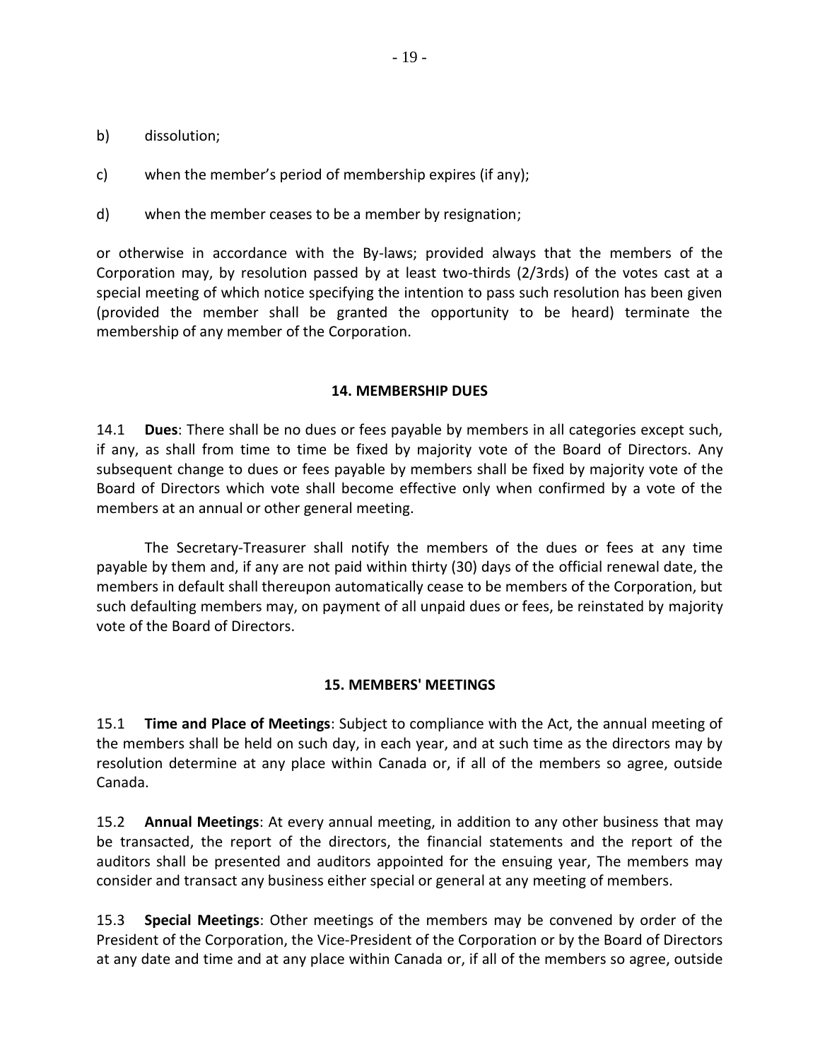b) dissolution;

c) when the member's period of membership expires (if any);

d) when the member ceases to be a member by resignation;

or otherwise in accordance with the By-laws; provided always that the members of the Corporation may, by resolution passed by at least two-thirds (2/3rds) of the votes cast at a special meeting of which notice specifying the intention to pass such resolution has been given (provided the member shall be granted the opportunity to be heard) terminate the membership of any member of the Corporation.

## 14. MEMBERSHIP DUES

14.1 **Dues**: There shall be no dues or fees payable by members in all categories except such, if any, as shall from time to time be fixed by majority vote of the Board of Directors. Any subsequent change to dues or fees payable by members shall be fixed by majority vote of the Board of Directors which vote shall become effective only when confirmed by a vote of the members at an annual or other general meeting.

The Secretary-Treasurer shall notify the members of the dues or fees at any time payable by them and, if any are not paid within thirty (30) days of the official renewal date, the members in default shall thereupon automatically cease to be members of the Corporation, but such defaulting members may, on payment of all unpaid dues or fees, be reinstated by majority vote of the Board of Directors.

## 15. MEMBERS' MEETINGS

15.1 **Time and Place of Meetings**: Subject to compliance with the Act, the annual meeting of the members shall be held on such day, in each year, and at such time as the directors may by resolution determine at any place within Canada or, if all of the members so agree, outside Canada.

15.2 **Annual Meetings**: At every annual meeting, in addition to any other business that may be transacted, the report of the directors, the financial statements and the report of the auditors shall be presented and auditors appointed for the ensuing year, The members may consider and transact any business either special or general at any meeting of members.

15.3 **Special Meetings**: Other meetings of the members may be convened by order of the President of the Corporation, the Vice-President of the Corporation or by the Board of Directors at any date and time and at any place within Canada or, if all of the members so agree, outside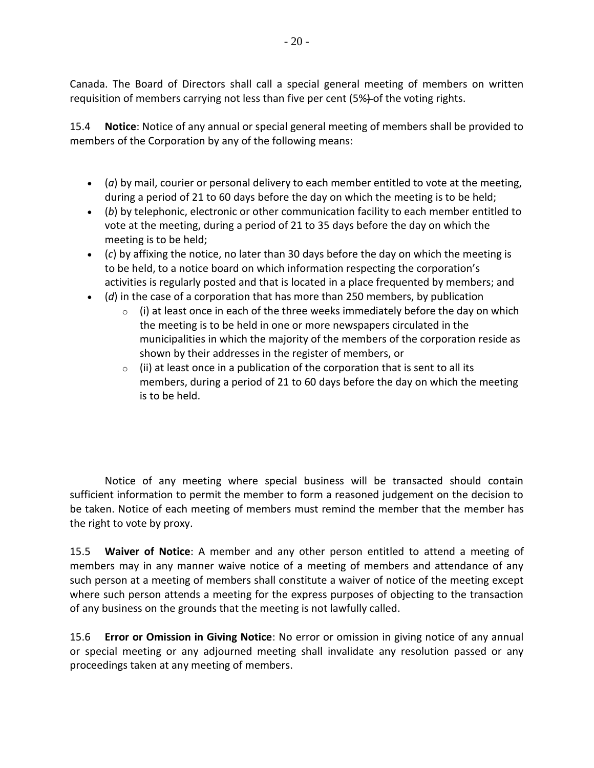Canada. The Board of Directors shall call a special general meeting of members on written requisition of members carrying not less than five per cent (5%) of the voting rights.

15.4 **Notice**: Notice of any annual or special general meeting of members shall be provided to members of the Corporation by any of the following means:

- (*a*) by mail, courier or personal delivery to each member entitled to vote at the meeting, during a period of 21 to 60 days before the day on which the meeting is to be held;
- (*b*) by telephonic, electronic or other communication facility to each member entitled to vote at the meeting, during a period of 21 to 35 days before the day on which the meeting is to be held;
- (*c*) by affixing the notice, no later than 30 days before the day on which the meeting is to be held, to a notice board on which information respecting the corporation's activities is regularly posted and that is located in a place frequented by members; and
- (*d*) in the case of a corporation that has more than 250 members, by publication
  - (i) at least once in each of the three weeks immediately before the day on which the meeting is to be held in one or more newspapers circulated in the municipalities in which the majority of the members of the corporation reside as shown by their addresses in the register of members, or
  - (ii) at least once in a publication of the corporation that is sent to all its members, during a period of 21 to 60 days before the day on which the meeting is to be held.

Notice of any meeting where special business will be transacted should contain sufficient information to permit the member to form a reasoned judgement on the decision to be taken. Notice of each meeting of members must remind the member that the member has the right to vote by proxy.

15.5 **Waiver of Notice**: A member and any other person entitled to attend a meeting of members may in any manner waive notice of a meeting of members and attendance of any such person at a meeting of members shall constitute a waiver of notice of the meeting except where such person attends a meeting for the express purposes of objecting to the transaction of any business on the grounds that the meeting is not lawfully called.

15.6 **Error or Omission in Giving Notice**: No error or omission in giving notice of any annual or special meeting or any adjourned meeting shall invalidate any resolution passed or any proceedings taken at any meeting of members.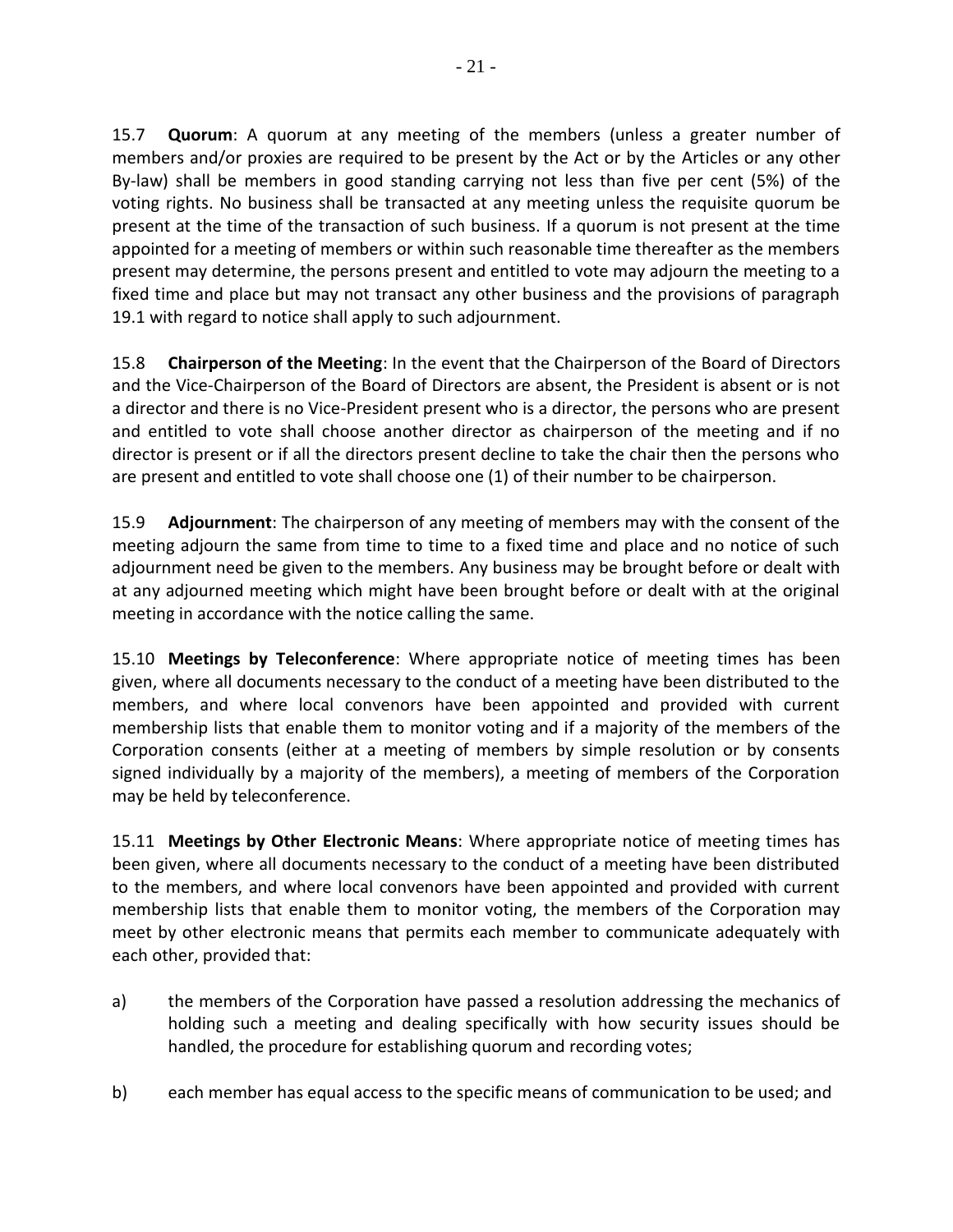15.7 **Quorum**: A quorum at any meeting of the members (unless a greater number of members and/or proxies are required to be present by the Act or by the Articles or any other By-law) shall be members in good standing carrying not less than five per cent (5%) of the voting rights. No business shall be transacted at any meeting unless the requisite quorum be present at the time of the transaction of such business. If a quorum is not present at the time appointed for a meeting of members or within such reasonable time thereafter as the members present may determine, the persons present and entitled to vote may adjourn the meeting to a fixed time and place but may not transact any other business and the provisions of paragraph 19.1 with regard to notice shall apply to such adjournment.

15.8 **Chairperson of the Meeting**: In the event that the Chairperson of the Board of Directors and the Vice-Chairperson of the Board of Directors are absent, the President is absent or is not a director and there is no Vice-President present who is a director, the persons who are present and entitled to vote shall choose another director as chairperson of the meeting and if no director is present or if all the directors present decline to take the chair then the persons who are present and entitled to vote shall choose one (1) of their number to be chairperson.

15.9 **Adjournment**: The chairperson of any meeting of members may with the consent of the meeting adjourn the same from time to time to a fixed time and place and no notice of such adjournment need be given to the members. Any business may be brought before or dealt with at any adjourned meeting which might have been brought before or dealt with at the original meeting in accordance with the notice calling the same.

15.10 **Meetings by Teleconference**: Where appropriate notice of meeting times has been given, where all documents necessary to the conduct of a meeting have been distributed to the members, and where local convenors have been appointed and provided with current membership lists that enable them to monitor voting and if a majority of the members of the Corporation consents (either at a meeting of members by simple resolution or by consents signed individually by a majority of the members), a meeting of members of the Corporation may be held by teleconference.

15.11 **Meetings by Other Electronic Means**: Where appropriate notice of meeting times has been given, where all documents necessary to the conduct of a meeting have been distributed to the members, and where local convenors have been appointed and provided with current membership lists that enable them to monitor voting, the members of the Corporation may meet by other electronic means that permits each member to communicate adequately with each other, provided that:

a) the members of the Corporation have passed a resolution addressing the mechanics of holding such a meeting and dealing specifically with how security issues should be handled, the procedure for establishing quorum and recording votes;

b) each member has equal access to the specific means of communication to be used; and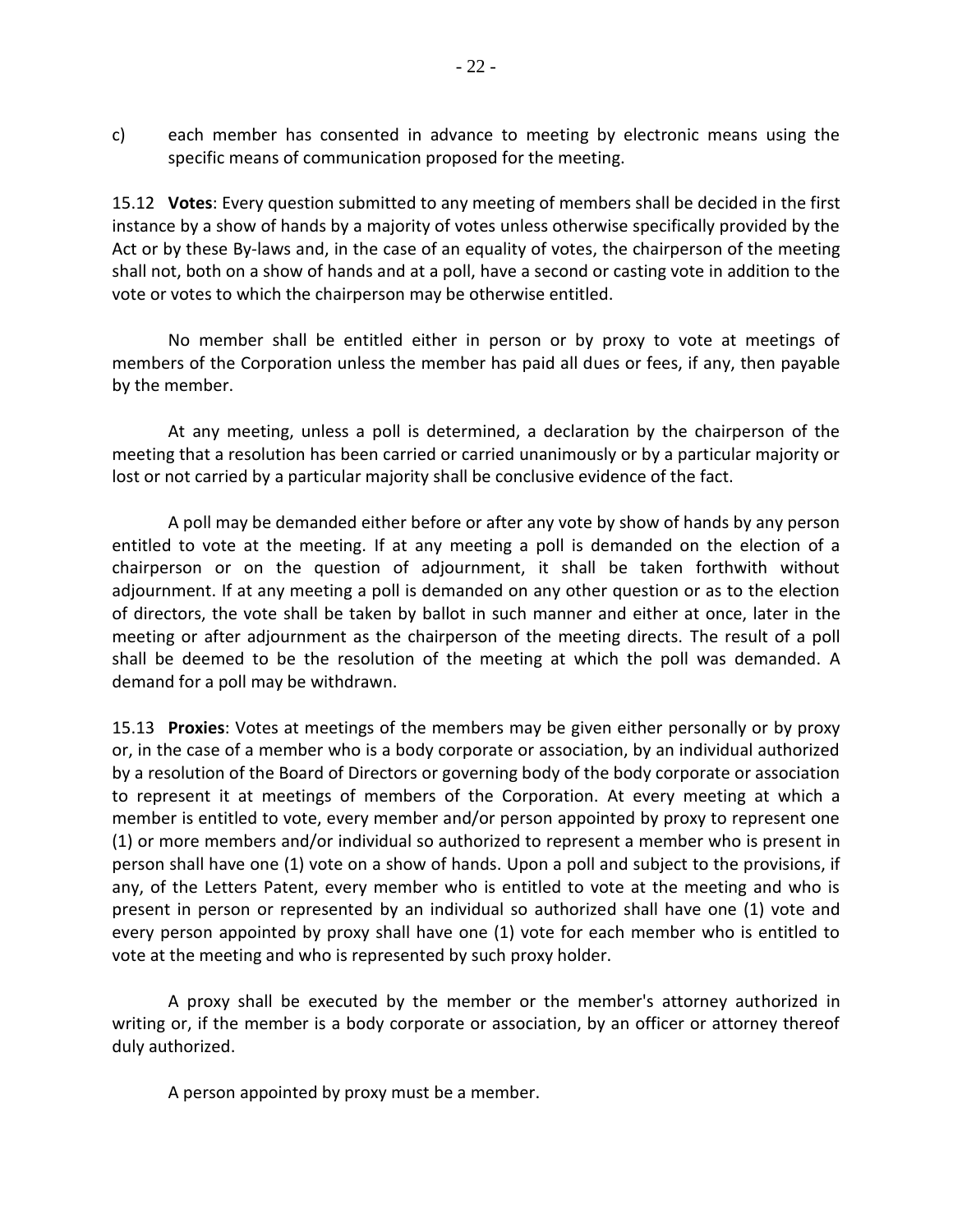c) each member has consented in advance to meeting by electronic means using the specific means of communication proposed for the meeting.

15.12 **Votes**: Every question submitted to any meeting of members shall be decided in the first instance by a show of hands by a majority of votes unless otherwise specifically provided by the Act or by these By-laws and, in the case of an equality of votes, the chairperson of the meeting shall not, both on a show of hands and at a poll, have a second or casting vote in addition to the vote or votes to which the chairperson may be otherwise entitled.

No member shall be entitled either in person or by proxy to vote at meetings of members of the Corporation unless the member has paid all dues or fees, if any, then payable by the member.

At any meeting, unless a poll is determined, a declaration by the chairperson of the meeting that a resolution has been carried or carried unanimously or by a particular majority or lost or not carried by a particular majority shall be conclusive evidence of the fact.

A poll may be demanded either before or after any vote by show of hands by any person entitled to vote at the meeting. If at any meeting a poll is demanded on the election of a chairperson or on the question of adjournment, it shall be taken forthwith without adjournment. If at any meeting a poll is demanded on any other question or as to the election of directors, the vote shall be taken by ballot in such manner and either at once, later in the meeting or after adjournment as the chairperson of the meeting directs. The result of a poll shall be deemed to be the resolution of the meeting at which the poll was demanded. A demand for a poll may be withdrawn.

15.13 **Proxies**: Votes at meetings of the members may be given either personally or by proxy or, in the case of a member who is a body corporate or association, by an individual authorized by a resolution of the Board of Directors or governing body of the body corporate or association to represent it at meetings of members of the Corporation. At every meeting at which a member is entitled to vote, every member and/or person appointed by proxy to represent one (1) or more members and/or individual so authorized to represent a member who is present in person shall have one (1) vote on a show of hands. Upon a poll and subject to the provisions, if any, of the Letters Patent, every member who is entitled to vote at the meeting and who is present in person or represented by an individual so authorized shall have one (1) vote and every person appointed by proxy shall have one (1) vote for each member who is entitled to vote at the meeting and who is represented by such proxy holder.

A proxy shall be executed by the member or the member's attorney authorized in writing or, if the member is a body corporate or association, by an officer or attorney thereof duly authorized.

A person appointed by proxy must be a member.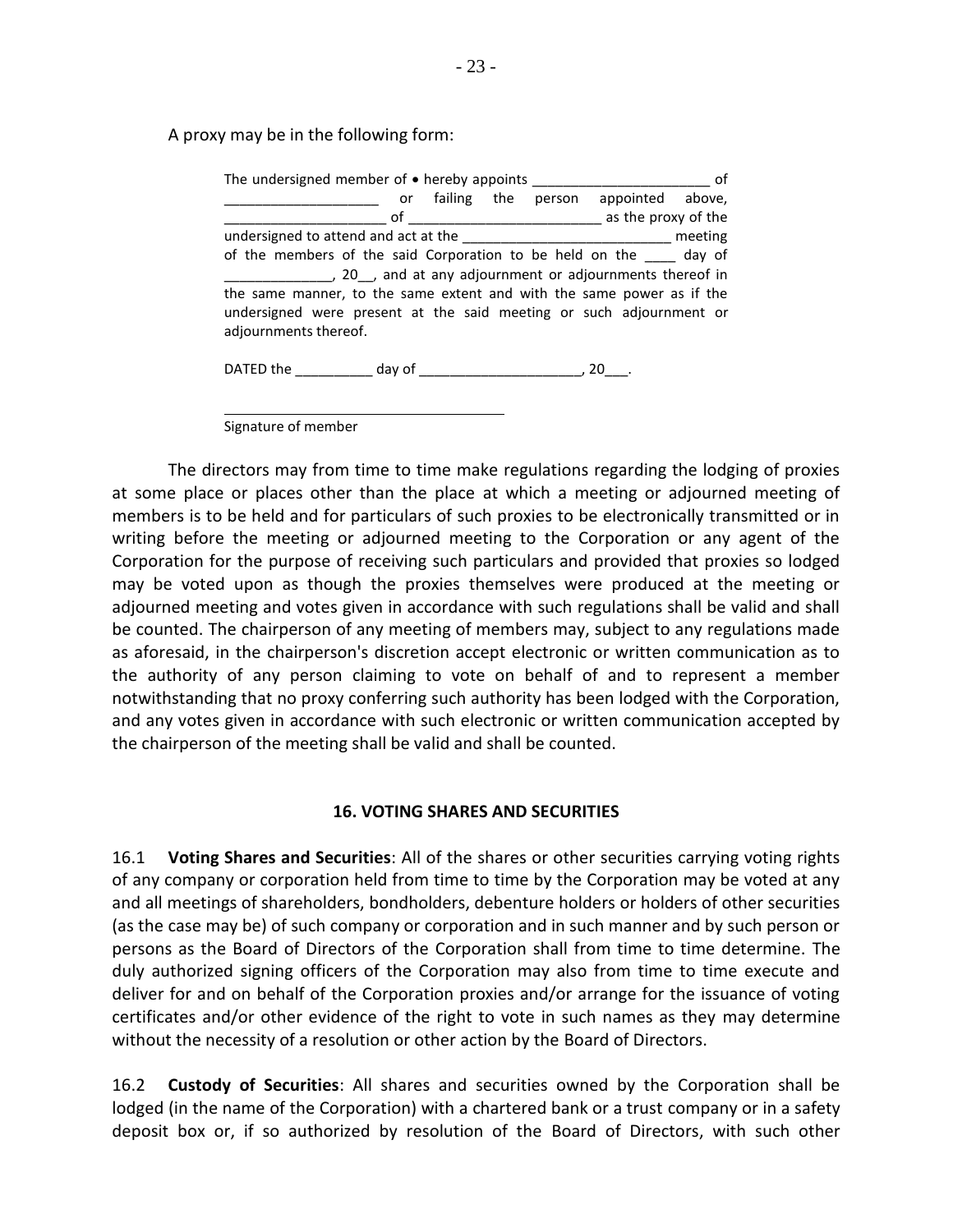A proxy may be in the following form:

> The undersigned member of • hereby appoints _______________________ of ____________________ or failing the person appointed above, _____________________ of _________________________ as the proxy of the undersigned to attend and act at the ____________________________ meeting of the members of the said Corporation to be held on the ____ day of ______________, 20__, and at any adjournment or adjournments thereof in the same manner, to the same extent and with the same power as if the undersigned were present at the said meeting or such adjournment or adjournments thereof.
>
> DATED the __________ day of _____________________, 20___.
>
> ___________________________________
> Signature of member

The directors may from time to time make regulations regarding the lodging of proxies at some place or places other than the place at which a meeting or adjourned meeting of members is to be held and for particulars of such proxies to be electronically transmitted or in writing before the meeting or adjourned meeting to the Corporation or any agent of the Corporation for the purpose of receiving such particulars and provided that proxies so lodged may be voted upon as though the proxies themselves were produced at the meeting or adjourned meeting and votes given in accordance with such regulations shall be valid and shall be counted. The chairperson of any meeting of members may, subject to any regulations made as aforesaid, in the chairperson's discretion accept electronic or written communication as to the authority of any person claiming to vote on behalf of and to represent a member notwithstanding that no proxy conferring such authority has been lodged with the Corporation, and any votes given in accordance with such electronic or written communication accepted by the chairperson of the meeting shall be valid and shall be counted.

## 16. VOTING SHARES AND SECURITIES

16.1 **Voting Shares and Securities**: All of the shares or other securities carrying voting rights of any company or corporation held from time to time by the Corporation may be voted at any and all meetings of shareholders, bondholders, debenture holders or holders of other securities (as the case may be) of such company or corporation and in such manner and by such person or persons as the Board of Directors of the Corporation shall from time to time determine. The duly authorized signing officers of the Corporation may also from time to time execute and deliver for and on behalf of the Corporation proxies and/or arrange for the issuance of voting certificates and/or other evidence of the right to vote in such names as they may determine without the necessity of a resolution or other action by the Board of Directors.

16.2 **Custody of Securities**: All shares and securities owned by the Corporation shall be lodged (in the name of the Corporation) with a chartered bank or a trust company or in a safety deposit box or, if so authorized by resolution of the Board of Directors, with such other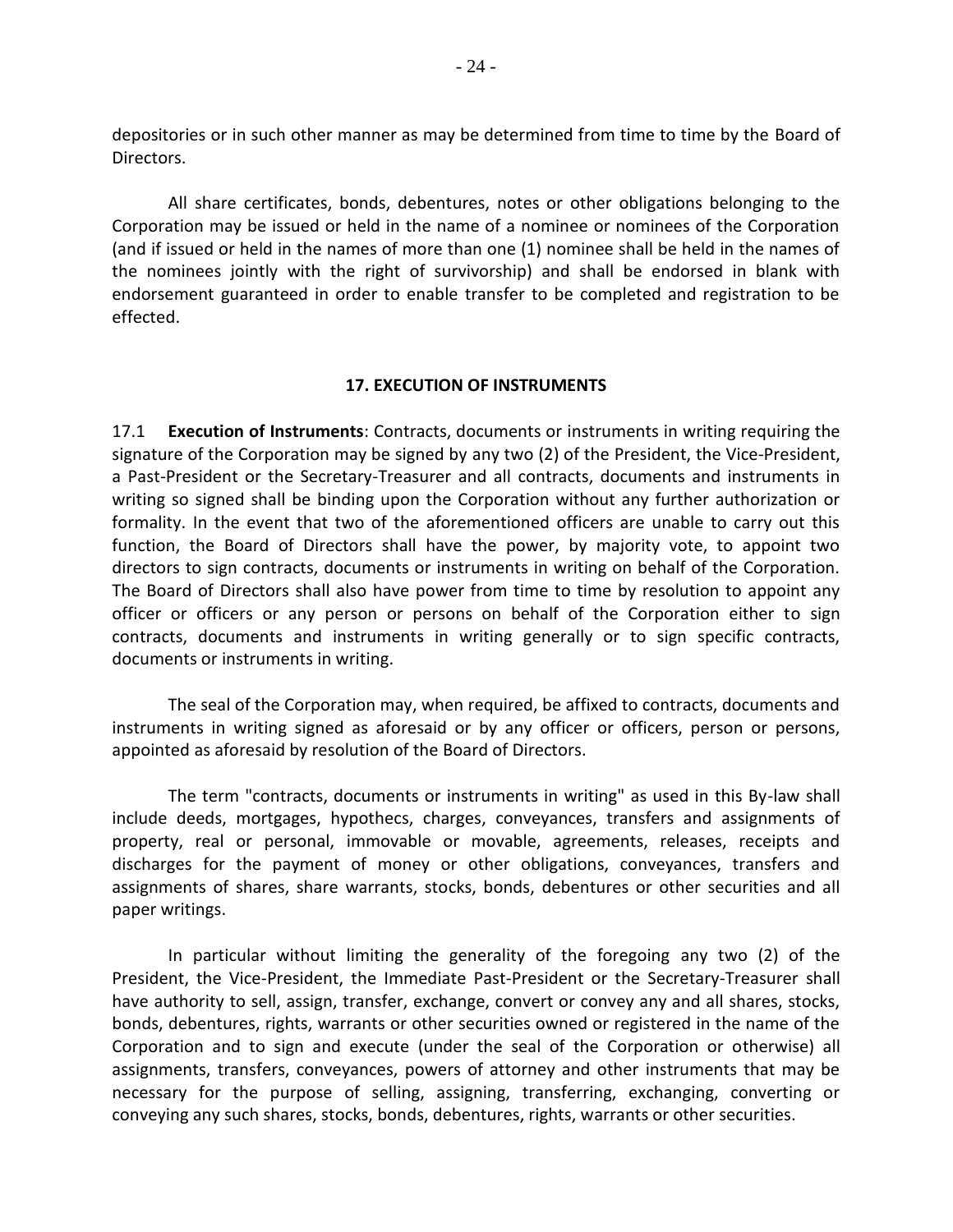depositories or in such other manner as may be determined from time to time by the Board of Directors.

All share certificates, bonds, debentures, notes or other obligations belonging to the Corporation may be issued or held in the name of a nominee or nominees of the Corporation (and if issued or held in the names of more than one (1) nominee shall be held in the names of the nominees jointly with the right of survivorship) and shall be endorsed in blank with endorsement guaranteed in order to enable transfer to be completed and registration to be effected.

## 17. EXECUTION OF INSTRUMENTS

17.1 **Execution of Instruments**: Contracts, documents or instruments in writing requiring the signature of the Corporation may be signed by any two (2) of the President, the Vice-President, a Past-President or the Secretary-Treasurer and all contracts, documents and instruments in writing so signed shall be binding upon the Corporation without any further authorization or formality. In the event that two of the aforementioned officers are unable to carry out this function, the Board of Directors shall have the power, by majority vote, to appoint two directors to sign contracts, documents or instruments in writing on behalf of the Corporation. The Board of Directors shall also have power from time to time by resolution to appoint any officer or officers or any person or persons on behalf of the Corporation either to sign contracts, documents and instruments in writing generally or to sign specific contracts, documents or instruments in writing.

The seal of the Corporation may, when required, be affixed to contracts, documents and instruments in writing signed as aforesaid or by any officer or officers, person or persons, appointed as aforesaid by resolution of the Board of Directors.

The term "contracts, documents or instruments in writing" as used in this By-law shall include deeds, mortgages, hypothecs, charges, conveyances, transfers and assignments of property, real or personal, immovable or movable, agreements, releases, receipts and discharges for the payment of money or other obligations, conveyances, transfers and assignments of shares, share warrants, stocks, bonds, debentures or other securities and all paper writings.

In particular without limiting the generality of the foregoing any two (2) of the President, the Vice-President, the Immediate Past-President or the Secretary-Treasurer shall have authority to sell, assign, transfer, exchange, convert or convey any and all shares, stocks, bonds, debentures, rights, warrants or other securities owned or registered in the name of the Corporation and to sign and execute (under the seal of the Corporation or otherwise) all assignments, transfers, conveyances, powers of attorney and other instruments that may be necessary for the purpose of selling, assigning, transferring, exchanging, converting or conveying any such shares, stocks, bonds, debentures, rights, warrants or other securities.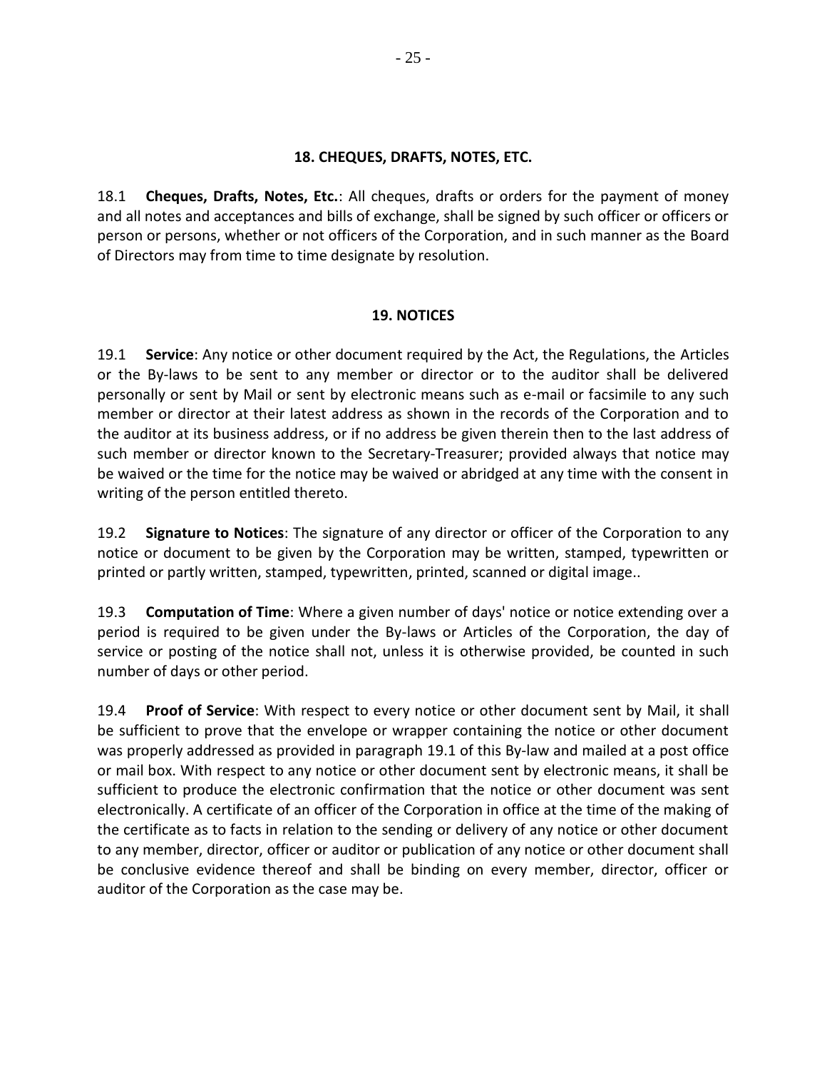## 18. CHEQUES, DRAFTS, NOTES, ETC.

18.1 **Cheques, Drafts, Notes, Etc.**: All cheques, drafts or orders for the payment of money and all notes and acceptances and bills of exchange, shall be signed by such officer or officers or person or persons, whether or not officers of the Corporation, and in such manner as the Board of Directors may from time to time designate by resolution.

## 19. NOTICES

19.1 **Service**: Any notice or other document required by the Act, the Regulations, the Articles or the By-laws to be sent to any member or director or to the auditor shall be delivered personally or sent by Mail or sent by electronic means such as e-mail or facsimile to any such member or director at their latest address as shown in the records of the Corporation and to the auditor at its business address, or if no address be given therein then to the last address of such member or director known to the Secretary-Treasurer; provided always that notice may be waived or the time for the notice may be waived or abridged at any time with the consent in writing of the person entitled thereto.

19.2 **Signature to Notices**: The signature of any director or officer of the Corporation to any notice or document to be given by the Corporation may be written, stamped, typewritten or printed or partly written, stamped, typewritten, printed, scanned or digital image..

19.3 **Computation of Time**: Where a given number of days' notice or notice extending over a period is required to be given under the By-laws or Articles of the Corporation, the day of service or posting of the notice shall not, unless it is otherwise provided, be counted in such number of days or other period.

19.4 **Proof of Service**: With respect to every notice or other document sent by Mail, it shall be sufficient to prove that the envelope or wrapper containing the notice or other document was properly addressed as provided in paragraph 19.1 of this By-law and mailed at a post office or mail box. With respect to any notice or other document sent by electronic means, it shall be sufficient to produce the electronic confirmation that the notice or other document was sent electronically. A certificate of an officer of the Corporation in office at the time of the making of the certificate as to facts in relation to the sending or delivery of any notice or other document to any member, director, officer or auditor or publication of any notice or other document shall be conclusive evidence thereof and shall be binding on every member, director, officer or auditor of the Corporation as the case may be.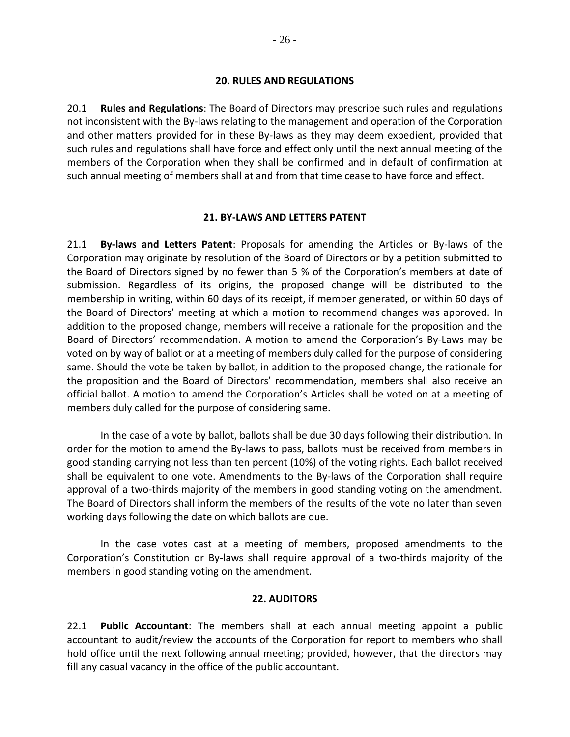## 20. RULES AND REGULATIONS

20.1 **Rules and Regulations**: The Board of Directors may prescribe such rules and regulations not inconsistent with the By-laws relating to the management and operation of the Corporation and other matters provided for in these By-laws as they may deem expedient, provided that such rules and regulations shall have force and effect only until the next annual meeting of the members of the Corporation when they shall be confirmed and in default of confirmation at such annual meeting of members shall at and from that time cease to have force and effect.

## 21. BY-LAWS AND LETTERS PATENT

21.1 **By-laws and Letters Patent**: Proposals for amending the Articles or By-laws of the Corporation may originate by resolution of the Board of Directors or by a petition submitted to the Board of Directors signed by no fewer than 5 % of the Corporation's members at date of submission. Regardless of its origins, the proposed change will be distributed to the membership in writing, within 60 days of its receipt, if member generated, or within 60 days of the Board of Directors' meeting at which a motion to recommend changes was approved. In addition to the proposed change, members will receive a rationale for the proposition and the Board of Directors' recommendation. A motion to amend the Corporation's By-Laws may be voted on by way of ballot or at a meeting of members duly called for the purpose of considering same. Should the vote be taken by ballot, in addition to the proposed change, the rationale for the proposition and the Board of Directors' recommendation, members shall also receive an official ballot. A motion to amend the Corporation's Articles shall be voted on at a meeting of members duly called for the purpose of considering same.

In the case of a vote by ballot, ballots shall be due 30 days following their distribution. In order for the motion to amend the By-laws to pass, ballots must be received from members in good standing carrying not less than ten percent (10%) of the voting rights. Each ballot received shall be equivalent to one vote. Amendments to the By-laws of the Corporation shall require approval of a two-thirds majority of the members in good standing voting on the amendment. The Board of Directors shall inform the members of the results of the vote no later than seven working days following the date on which ballots are due.

In the case votes cast at a meeting of members, proposed amendments to the Corporation's Constitution or By-laws shall require approval of a two-thirds majority of the members in good standing voting on the amendment.

## 22. AUDITORS

22.1 **Public Accountant**: The members shall at each annual meeting appoint a public accountant to audit/review the accounts of the Corporation for report to members who shall hold office until the next following annual meeting; provided, however, that the directors may fill any casual vacancy in the office of the public accountant.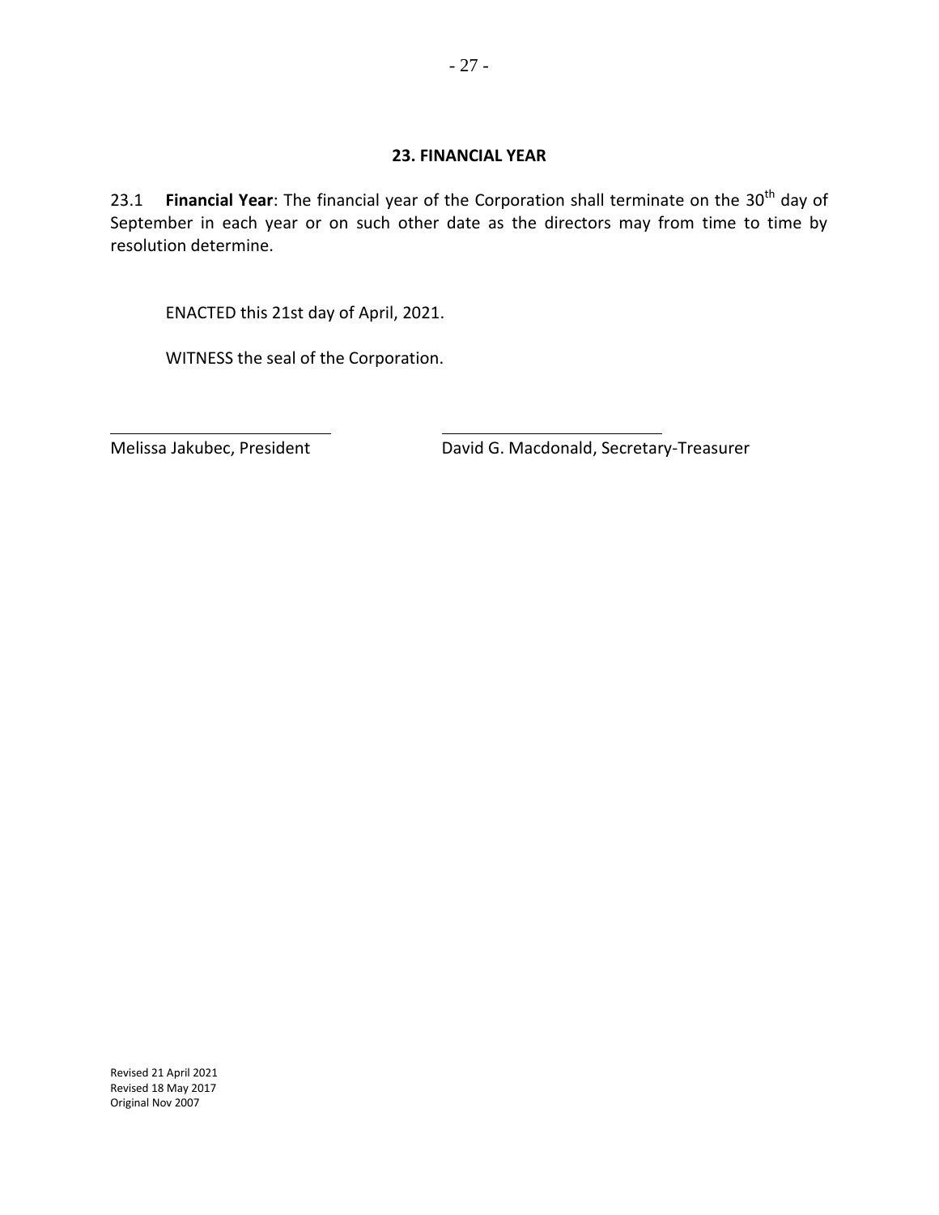## 23. FINANCIAL YEAR

23.1 **Financial Year**: The financial year of the Corporation shall terminate on the 30th day of September in each year or on such other date as the directors may from time to time by resolution determine.

ENACTED this 21st day of April, 2021.

WITNESS the seal of the Corporation.

Melissa Jakubec, President

David G. Macdonald, Secretary-Treasurer

Revised 21 April 2021
Revised 18 May 2017
Original Nov 2007